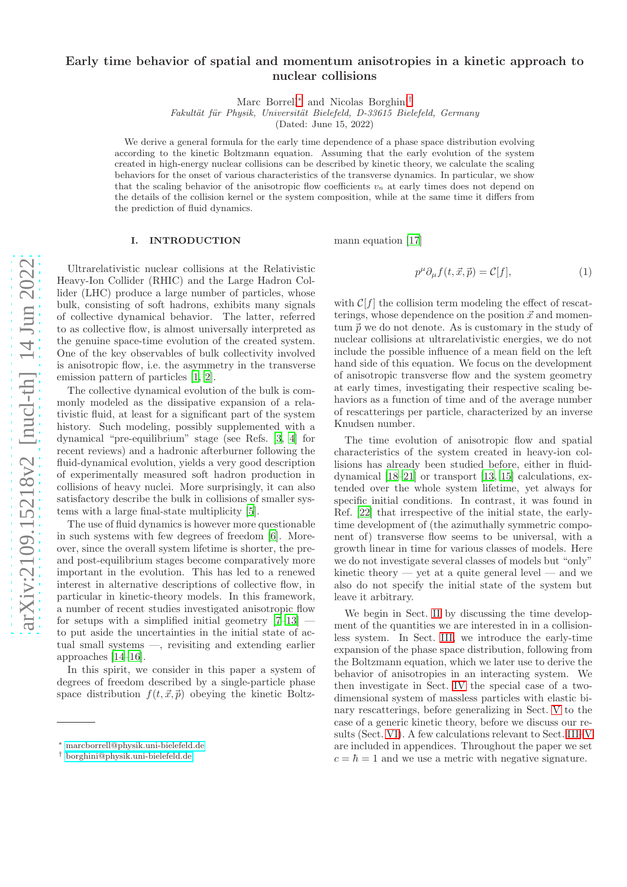# Early time behavior of spatial and momentum anisotropies in a kinetic approach to nuclear collisions

Marc Borrell[*] and Nicolas Borghini[†]

*Fakultät für Physik, Universität Bielefeld, D-33615 Bielefeld, Germany*

(Dated: June 15, 2022)

We derive a general formula for the early time dependence of a phase space distribution evolving according to the kinetic Boltzmann equation. Assuming that the early evolution of the system created in high-energy nuclear collisions can be described by kinetic theory, we calculate the scaling behaviors for the onset of various characteristics of the transverse dynamics. In particular, we show that the scaling behavior of the anisotropic flow coefficients $v_n$ at early times does not depend on the details of the collision kernel or the system composition, while at the same time it differs from the prediction of fluid dynamics.

## I. INTRODUCTION

Ultrarelativistic nuclear collisions at the Relativistic Heavy-Ion Collider (RHIC) and the Large Hadron Collider (LHC) produce a large number of particles, whose bulk, consisting of soft hadrons, exhibits many signals of collective dynamical behavior. The latter, referred to as collective flow, is almost universally interpreted as the genuine space-time evolution of the created system. One of the key observables of bulk collectivity involved is anisotropic flow, i.e. the asymmetry in the transverse emission pattern of particles [1, 2].

The collective dynamical evolution of the bulk is commonly modeled as the dissipative expansion of a relativistic fluid, at least for a significant part of the system history. Such modeling, possibly supplemented with a dynamical "pre-equilibrium" stage (see Refs. [3, 4] for recent reviews) and a hadronic afterburner following the fluid-dynamical evolution, yields a very good description of experimentally measured soft hadron production in collisions of heavy nuclei. More surprisingly, it can also satisfactory describe the bulk in collisions of smaller systems with a large final-state multiplicity [5].

The use of fluid dynamics is however more questionable in such systems with few degrees of freedom [6]. Moreover, since the overall system lifetime is shorter, the pre- and post-equilibrium stages become comparatively more important in the evolution. This has led to a renewed interest in alternative descriptions of collective flow, in particular in kinetic-theory models. In this framework, a number of recent studies investigated anisotropic flow for setups with a simplified initial geometry [7–13] — to put aside the uncertainties in the initial state of actual small systems —, revisiting and extending earlier approaches [14–16].

In this spirit, we consider in this paper a system of degrees of freedom described by a single-particle phase space distribution $f(t,\vec{x},\vec{p})$ obeying the kinetic Boltzmann equation [17]

$$p^\mu \partial_\mu f(t,\vec{x},\vec{p}) = \mathcal{C}[f], \tag{1}$$

with $\mathcal{C}[f]$ the collision term modeling the effect of rescatterings, whose dependence on the position $\vec{x}$ and momentum $\vec{p}$ we do not denote. As is customary in the study of nuclear collisions at ultrarelativistic energies, we do not include the possible influence of a mean field on the left hand side of this equation. We focus on the development of anisotropic transverse flow and the system geometry at early times, investigating their respective scaling behaviors as a function of time and of the average number of rescatterings per particle, characterized by an inverse Knudsen number.

The time evolution of anisotropic flow and spatial characteristics of the system created in heavy-ion collisions has already been studied before, either in fluid-dynamical [18–21] or transport [13, 15] calculations, extended over the whole system lifetime, yet always for specific initial conditions. In contrast, it was found in Ref. [22] that irrespective of the initial state, the early-time development of (the azimuthally symmetric component of) transverse flow seems to be universal, with a growth linear in time for various classes of models. Here we do not investigate several classes of models but "only" kinetic theory — yet at a quite general level — and we also do not specify the initial state of the system but leave it arbitrary.

We begin in Sect. II by discussing the time development of the quantities we are interested in in a collisionless system. In Sect. III, we introduce the early-time expansion of the phase space distribution, following from the Boltzmann equation, which we later use to derive the behavior of anisotropies in an interacting system. We then investigate in Sect. IV the special case of a two-dimensional system of massless particles with elastic binary rescatterings, before generalizing in Sect. V to the case of a generic kinetic theory, before we discuss our results (Sect. VI). A few calculations relevant to Sect. III–V are included in appendices. Throughout the paper we set $c = \hbar = 1$ and we use a metric with negative signature.

---

[*] marcborrell@physik.uni-bielefeld.de

[†] borghini@physik.uni-bielefeld.de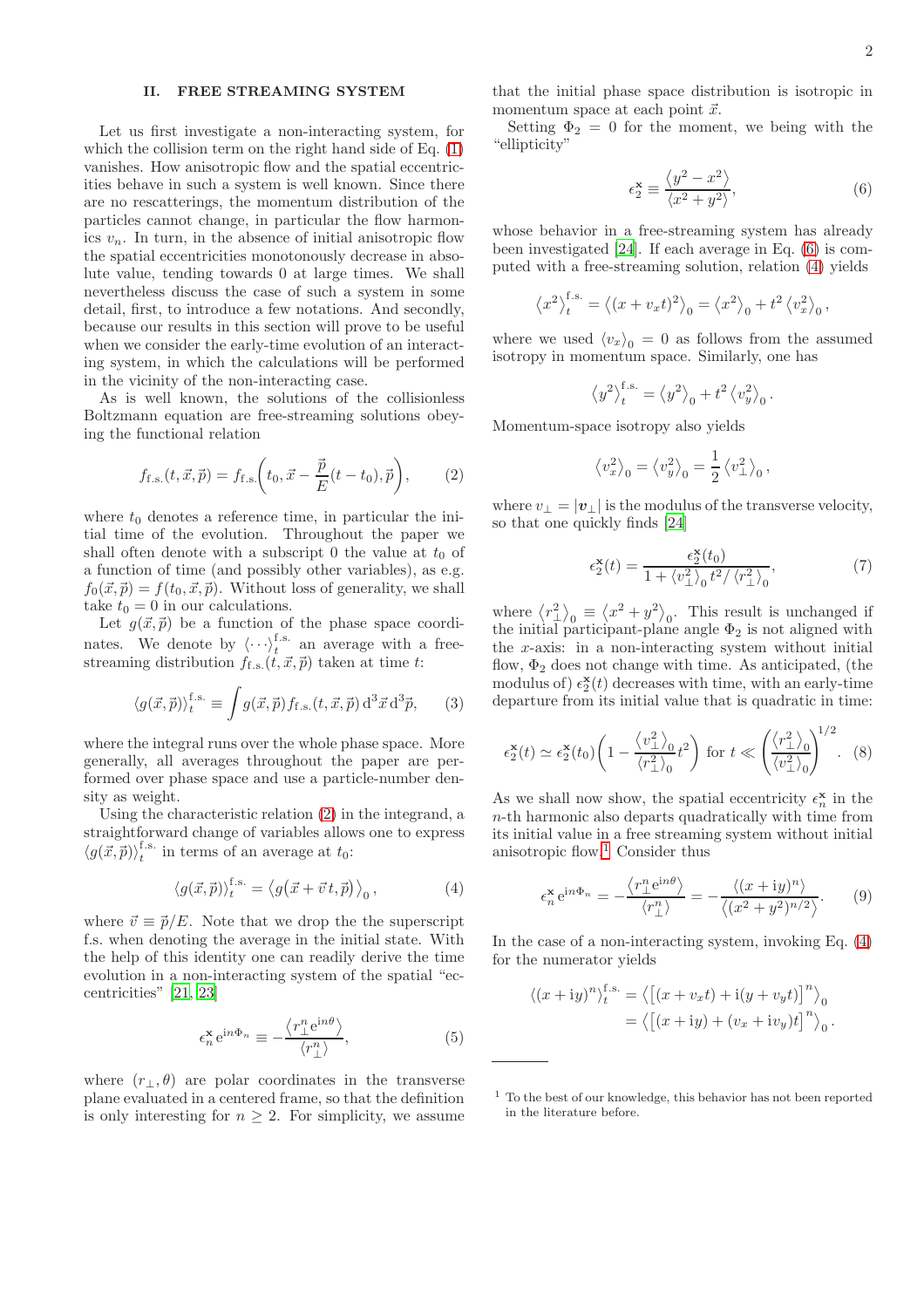## II. FREE STREAMING SYSTEM

Let us first investigate a non-interacting system, for which the collision term on the right hand side of Eq. (1) vanishes. How anisotropic flow and the spatial eccentricities behave in such a system is well known. Since there are no rescatterings, the momentum distribution of the particles cannot change, in particular the flow harmonics $v_n$. In turn, in the absence of initial anisotropic flow the spatial eccentricities monotonously decrease in absolute value, tending towards 0 at large times. We shall nevertheless discuss the case of such a system in some detail, first, to introduce a few notations. And secondly, because our results in this section will prove to be useful when we consider the early-time evolution of an interacting system, in which the calculations will be performed in the vicinity of the non-interacting case.

As is well known, the solutions of the collisionless Boltzmann equation are free-streaming solutions obeying the functional relation

$$f_{\rm f.s.}(t,\vec{x},\vec{p}) = f_{\rm f.s.}\!\left(t_0, \vec{x} - \frac{\vec{p}}{E}(t-t_0), \vec{p}\right), \tag{2}$$

where $t_0$ denotes a reference time, in particular the initial time of the evolution. Throughout the paper we shall often denote with a subscript 0 the value at $t_0$ of a function of time (and possibly other variables), as e.g. $f_0(\vec{x},\vec{p}) = f(t_0,\vec{x},\vec{p})$. Without loss of generality, we shall take $t_0 = 0$ in our calculations.

Let $g(\vec{x},\vec{p})$ be a function of the phase space coordinates. We denote by $\langle\cdots\rangle_t^{\rm f.s.}$ an average with a free-streaming distribution $f_{\rm f.s.}(t,\vec{x},\vec{p})$ taken at time $t$:

$$\langle g(\vec{x},\vec{p})\rangle_t^{\rm f.s.} \equiv \int g(\vec{x},\vec{p}) f_{\rm f.s.}(t,\vec{x},\vec{p})\, {\rm d}^3\vec{x}\, {\rm d}^3\vec{p}, \tag{3}$$

where the integral runs over the whole phase space. More generally, all averages throughout the paper are performed over phase space and use a particle-number density as weight.

Using the characteristic relation (2) in the integrand, a straightforward change of variables allows one to express $\langle g(\vec{x},\vec{p})\rangle_t^{\rm f.s.}$ in terms of an average at $t_0$:

$$\langle g(\vec{x},\vec{p})\rangle_t^{\rm f.s.} = \langle g(\vec{x}+\vec{v}\,t,\vec{p})\rangle_0, \tag{4}$$

where $\vec{v} \equiv \vec{p}/E$. Note that we drop the the superscript f.s. when denoting the average in the initial state. With the help of this identity one can readily derive the time evolution in a non-interacting system of the spatial "eccentricities" [21, 23]

$$\epsilon_n^{\bf x}\, {\rm e}^{{\rm i}n\Phi_n} \equiv -\frac{\langle r_\perp^n {\rm e}^{{\rm i}n\theta}\rangle}{\langle r_\perp^n\rangle}, \tag{5}$$

where $(r_\perp,\theta)$ are polar coordinates in the transverse plane evaluated in a centered frame, so that the definition is only interesting for $n \geq 2$. For simplicity, we assume that the initial phase space distribution is isotropic in momentum space at each point $\vec{x}$.

Setting $\Phi_2 = 0$ for the moment, we being with the "ellipticity"

$$\epsilon_2^{\bf x} \equiv \frac{\langle y^2 - x^2\rangle}{\langle x^2 + y^2\rangle}, \tag{6}$$

whose behavior in a free-streaming system has already been investigated [24]. If each average in Eq. (6) is computed with a free-streaming solution, relation (4) yields

$$\langle x^2\rangle_t^{\rm f.s.} = \langle (x+v_x t)^2\rangle_0 = \langle x^2\rangle_0 + t^2\langle v_x^2\rangle_0,$$

where we used $\langle v_x\rangle_0 = 0$ as follows from the assumed isotropy in momentum space. Similarly, one has

$$\langle y^2\rangle_t^{\rm f.s.} = \langle y^2\rangle_0 + t^2\langle v_y^2\rangle_0.$$

Momentum-space isotropy also yields

$$\langle v_x^2\rangle_0 = \langle v_y^2\rangle_0 = \frac{1}{2}\langle v_\perp^2\rangle_0,$$

where $v_\perp = |\boldsymbol{v}_\perp|$ is the modulus of the transverse velocity, so that one quickly finds [24]

$$\epsilon_2^{\bf x}(t) = \frac{\epsilon_2^{\bf x}(t_0)}{1 + \langle v_\perp^2\rangle_0 t^2/\langle r_\perp^2\rangle_0}, \tag{7}$$

where $\langle r_\perp^2\rangle_0 \equiv \langle x^2+y^2\rangle_0$. This result is unchanged if the initial participant-plane angle $\Phi_2$ is not aligned with the $x$-axis: in a non-interacting system without initial flow, $\Phi_2$ does not change with time. As anticipated, (the modulus of) $\epsilon_2^{\bf x}(t)$ decreases with time, with an early-time departure from its initial value that is quadratic in time:

$$\epsilon_2^{\bf x}(t) \simeq \epsilon_2^{\bf x}(t_0)\left(1 - \frac{\langle v_\perp^2\rangle_0}{\langle r_\perp^2\rangle_0}t^2\right) \text{ for } t \ll \left(\frac{\langle r_\perp^2\rangle_0}{\langle v_\perp^2\rangle_0}\right)^{1/2}. \tag{8}$$

As we shall now show, the spatial eccentricity $\epsilon_n^{\bf x}$ in the $n$-th harmonic also departs quadratically with time from its initial value in a free streaming system without initial anisotropic flow.[1] Consider thus

$$\epsilon_n^{\bf x}\, {\rm e}^{{\rm i}n\Phi_n} = -\frac{\langle r_\perp^n {\rm e}^{{\rm i}n\theta}\rangle}{\langle r_\perp^n\rangle} = -\frac{\langle (x+{\rm i}y)^n\rangle}{\langle (x^2+y^2)^{n/2}\rangle}. \tag{9}$$

In the case of a non-interacting system, invoking Eq. (4) for the numerator yields

$$\begin{aligned}\langle (x+{\rm i}y)^n\rangle_t^{\rm f.s.} &= \left\langle \left[(x+v_x t) + {\rm i}(y+v_y t)\right]^n\right\rangle_0 \\ &= \left\langle \left[(x+{\rm i}y) + (v_x + {\rm i}v_y)t\right]^n\right\rangle_0.\end{aligned}$$

---

[1] To the best of our knowledge, this behavior has not been reported in the literature before.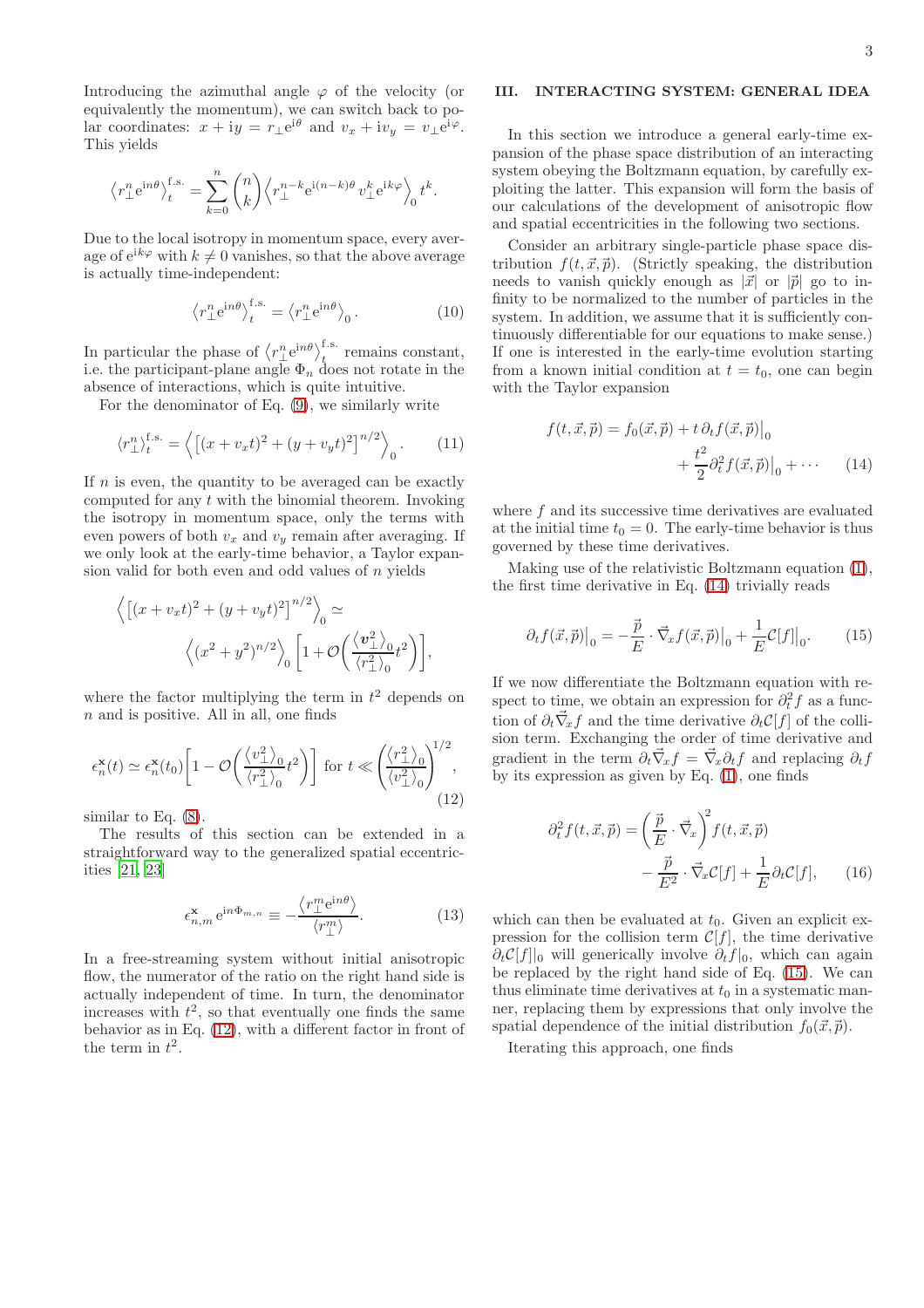Introducing the azimuthal angle $\varphi$ of the velocity (or equivalently the momentum), we can switch back to polar coordinates: $x + \mathrm{i}y = r_\perp \mathrm{e}^{\mathrm{i}\theta}$ and $v_x + \mathrm{i}v_y = v_\perp \mathrm{e}^{\mathrm{i}\varphi}$. This yields

$$\left\langle r_\perp^n \mathrm{e}^{\mathrm{i}n\theta}\right\rangle_t^{\text{f.s.}} = \sum_{k=0}^{n}\binom{n}{k}\left\langle r_\perp^{n-k}\mathrm{e}^{\mathrm{i}(n-k)\theta}\, v_\perp^k \mathrm{e}^{\mathrm{i}k\varphi}\right\rangle_0 t^k.$$

Due to the local isotropy in momentum space, every average of $\mathrm{e}^{\mathrm{i}k\varphi}$ with $k \neq 0$ vanishes, so that the above average is actually time-independent:

$$\left\langle r_\perp^n \mathrm{e}^{\mathrm{i}n\theta}\right\rangle_t^{\text{f.s.}} = \left\langle r_\perp^n \mathrm{e}^{\mathrm{i}n\theta}\right\rangle_0. \tag{10}$$

In particular the phase of $\left\langle r_\perp^n \mathrm{e}^{\mathrm{i}n\theta}\right\rangle_t^{\text{f.s.}}$ remains constant, i.e. the participant-plane angle $\Phi_n$ does not rotate in the absence of interactions, which is quite intuitive.

For the denominator of Eq. (9), we similarly write

$$\left\langle r_\perp^n\right\rangle_t^{\text{f.s.}} = \left\langle\left[(x+v_x t)^2 + (y+v_y t)^2\right]^{n/2}\right\rangle_0. \tag{11}$$

If $n$ is even, the quantity to be averaged can be exactly computed for any $t$ with the binomial theorem. Invoking the isotropy in momentum space, only the terms with even powers of both $v_x$ and $v_y$ remain after averaging. If we only look at the early-time behavior, a Taylor expansion valid for both even and odd values of $n$ yields

$$\left\langle\left[(x+v_x t)^2 + (y+v_y t)^2\right]^{n/2}\right\rangle_0 \simeq \left\langle(x^2+y^2)^{n/2}\right\rangle_0\left[1 + \mathcal{O}\!\left(\frac{\langle \boldsymbol{v}_\perp^2\rangle_0}{\langle r_\perp^2\rangle_0}t^2\right)\right],$$

where the factor multiplying the term in $t^2$ depends on $n$ and is positive. All in all, one finds

$$\epsilon_n^{\mathbf{x}}(t) \simeq \epsilon_n^{\mathbf{x}}(t_0)\left[1 - \mathcal{O}\!\left(\frac{\langle v_\perp^2\rangle_0}{\langle r_\perp^2\rangle_0}t^2\right)\right] \text{ for } t \ll \left(\frac{\langle r_\perp^2\rangle_0}{\langle v_\perp^2\rangle_0}\right)^{1/2}, \tag{12}$$

similar to Eq. (8).

The results of this section can be extended in a straightforward way to the generalized spatial eccentricities [21, 23]

$$\epsilon_{n,m}^{\mathbf{x}}\,\mathrm{e}^{\mathrm{i}n\Phi_{m,n}} \equiv -\frac{\left\langle r_\perp^m \mathrm{e}^{\mathrm{i}n\theta}\right\rangle}{\left\langle r_\perp^m\right\rangle}. \tag{13}$$

In a free-streaming system without initial anisotropic flow, the numerator of the ratio on the right hand side is actually independent of time. In turn, the denominator increases with $t^2$, so that eventually one finds the same behavior as in Eq. (12), with a different factor in front of the term in $t^2$.

## III. INTERACTING SYSTEM: GENERAL IDEA

In this section we introduce a general early-time expansion of the phase space distribution of an interacting system obeying the Boltzmann equation, by carefully exploiting the latter. This expansion will form the basis of our calculations of the development of anisotropic flow and spatial eccentricities in the following two sections.

Consider an arbitrary single-particle phase space distribution $f(t,\vec{x},\vec{p})$. (Strictly speaking, the distribution needs to vanish quickly enough as $|\vec{x}|$ or $|\vec{p}|$ go to infinity to be normalized to the number of particles in the system. In addition, we assume that it is sufficiently continuously differentiable for our equations to make sense.) If one is interested in the early-time evolution starting from a known initial condition at $t = t_0$, one can begin with the Taylor expansion

$$f(t,\vec{x},\vec{p}) = f_0(\vec{x},\vec{p}) + t\,\partial_t f(\vec{x},\vec{p})\big|_0 + \frac{t^2}{2}\partial_t^2 f(\vec{x},\vec{p})\big|_0 + \cdots \tag{14}$$

where $f$ and its successive time derivatives are evaluated at the initial time $t_0 = 0$. The early-time behavior is thus governed by these time derivatives.

Making use of the relativistic Boltzmann equation (1), the first time derivative in Eq. (14) trivially reads

$$\partial_t f(\vec{x},\vec{p})\big|_0 = -\frac{\vec{p}}{E}\cdot\vec{\nabla}_x f(\vec{x},\vec{p})\big|_0 + \frac{1}{E}\mathcal{C}[f]\big|_0. \tag{15}$$

If we now differentiate the Boltzmann equation with respect to time, we obtain an expression for $\partial_t^2 f$ as a function of $\partial_t\vec{\nabla}_x f$ and the time derivative $\partial_t\mathcal{C}[f]$ of the collision term. Exchanging the order of time derivative and gradient in the term $\partial_t\vec{\nabla}_x f = \vec{\nabla}_x\partial_t f$ and replacing $\partial_t f$ by its expression as given by Eq. (1), one finds

$$\partial_t^2 f(t,\vec{x},\vec{p}) = \left(\frac{\vec{p}}{E}\cdot\vec{\nabla}_x\right)^2 f(t,\vec{x},\vec{p}) - \frac{\vec{p}}{E^2}\cdot\vec{\nabla}_x\mathcal{C}[f] + \frac{1}{E}\partial_t\mathcal{C}[f], \tag{16}$$

which can then be evaluated at $t_0$. Given an explicit expression for the collision term $\mathcal{C}[f]$, the time derivative $\partial_t\mathcal{C}[f]|_0$ will generically involve $\partial_t f|_0$, which can again be replaced by the right hand side of Eq. (15). We can thus eliminate time derivatives at $t_0$ in a systematic manner, replacing them by expressions that only involve the spatial dependence of the initial distribution $f_0(\vec{x},\vec{p})$.

Iterating this approach, one finds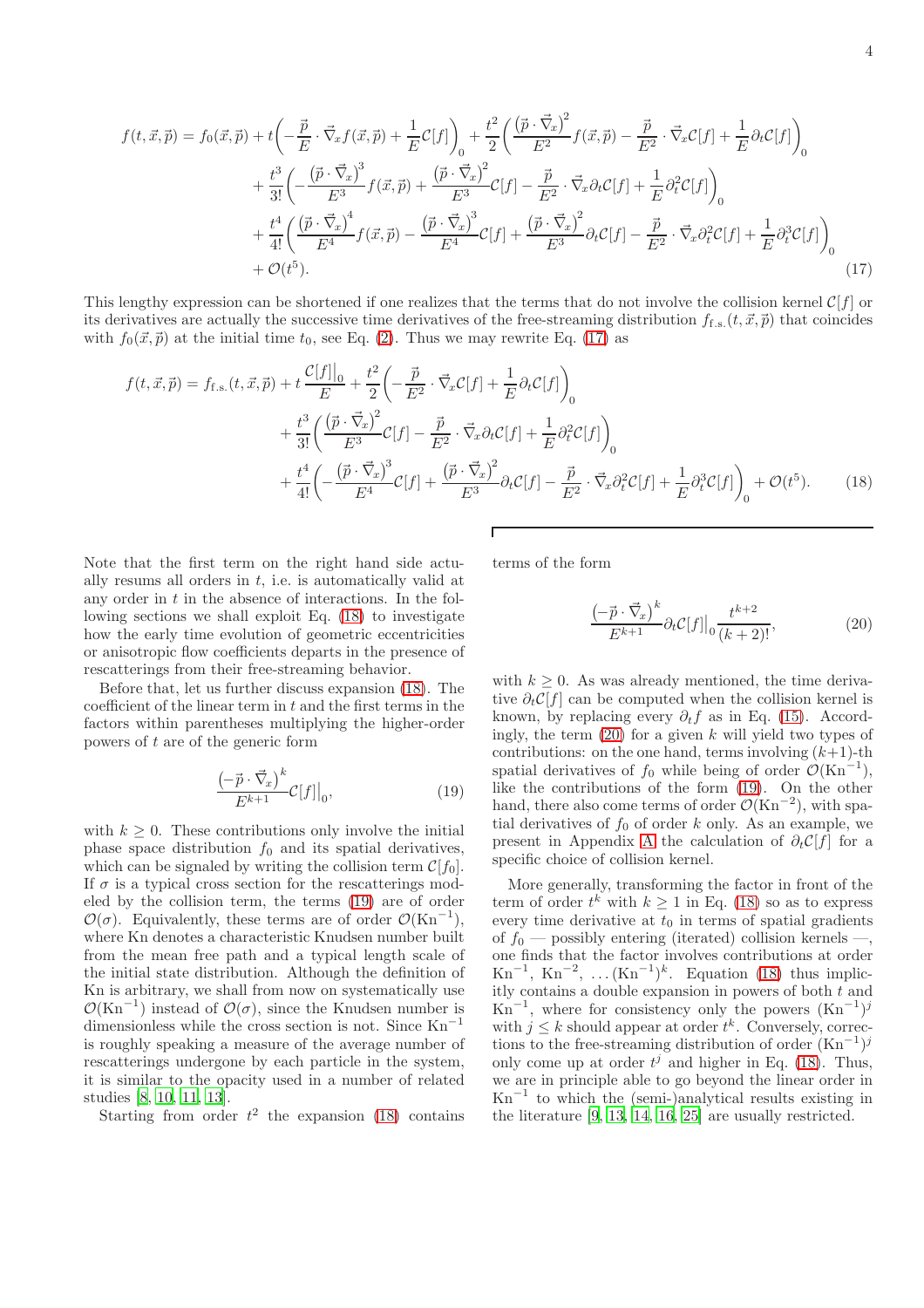$$
\begin{aligned}
f(t,\vec{x},\vec{p}) = f_0(\vec{x},\vec{p}) &+ t\bigg(-\frac{\vec{p}}{E}\cdot\vec{\nabla}_x f(\vec{x},\vec{p}) + \frac{1}{E}\mathcal{C}[f]\bigg)_0 + \frac{t^2}{2}\bigg(\frac{\big(\vec{p}\cdot\vec{\nabla}_x\big)^2}{E^2}f(\vec{x},\vec{p}) - \frac{\vec{p}}{E^2}\cdot\vec{\nabla}_x\mathcal{C}[f] + \frac{1}{E}\partial_t\mathcal{C}[f]\bigg)_0 \\
&+ \frac{t^3}{3!}\bigg(-\frac{\big(\vec{p}\cdot\vec{\nabla}_x\big)^3}{E^3}f(\vec{x},\vec{p}) + \frac{\big(\vec{p}\cdot\vec{\nabla}_x\big)^2}{E^3}\mathcal{C}[f] - \frac{\vec{p}}{E^2}\cdot\vec{\nabla}_x\partial_t\mathcal{C}[f] + \frac{1}{E}\partial_t^2\mathcal{C}[f]\bigg)_0 \\
&+ \frac{t^4}{4!}\bigg(\frac{\big(\vec{p}\cdot\vec{\nabla}_x\big)^4}{E^4}f(\vec{x},\vec{p}) - \frac{\big(\vec{p}\cdot\vec{\nabla}_x\big)^3}{E^4}\mathcal{C}[f] + \frac{\big(\vec{p}\cdot\vec{\nabla}_x\big)^2}{E^3}\partial_t\mathcal{C}[f] - \frac{\vec{p}}{E^2}\cdot\vec{\nabla}_x\partial_t^2\mathcal{C}[f] + \frac{1}{E}\partial_t^3\mathcal{C}[f]\bigg)_0 \\
&+ \mathcal{O}(t^5). 
\end{aligned}
\tag{17}
$$

This lengthy expression can be shortened if one realizes that the terms that do not involve the collision kernel $\mathcal{C}[f]$ or its derivatives are actually the successive time derivatives of the free-streaming distribution $f_{\rm f.s.}(t,\vec{x},\vec{p})$ that coincides with $f_0(\vec{x},\vec{p})$ at the initial time $t_0$, see Eq. (2). Thus we may rewrite Eq. (17) as

$$
\begin{aligned}
f(t,\vec{x},\vec{p}) = f_{\rm f.s.}(t,\vec{x},\vec{p}) &+ t\,\frac{\mathcal{C}[f]\big|_0}{E} + \frac{t^2}{2}\bigg(-\frac{\vec{p}}{E^2}\cdot\vec{\nabla}_x\mathcal{C}[f] + \frac{1}{E}\partial_t\mathcal{C}[f]\bigg)_0 \\
&+ \frac{t^3}{3!}\bigg(\frac{\big(\vec{p}\cdot\vec{\nabla}_x\big)^2}{E^3}\mathcal{C}[f] - \frac{\vec{p}}{E^2}\cdot\vec{\nabla}_x\partial_t\mathcal{C}[f] + \frac{1}{E}\partial_t^2\mathcal{C}[f]\bigg)_0 \\
&+ \frac{t^4}{4!}\bigg(-\frac{\big(\vec{p}\cdot\vec{\nabla}_x\big)^3}{E^4}\mathcal{C}[f] + \frac{\big(\vec{p}\cdot\vec{\nabla}_x\big)^2}{E^3}\partial_t\mathcal{C}[f] - \frac{\vec{p}}{E^2}\cdot\vec{\nabla}_x\partial_t^2\mathcal{C}[f] + \frac{1}{E}\partial_t^3\mathcal{C}[f]\bigg)_0 + \mathcal{O}(t^5).
\end{aligned}
\tag{18}
$$

Note that the first term on the right hand side actually resums all orders in $t$, i.e. is automatically valid at any order in $t$ in the absence of interactions. In the following sections we shall exploit Eq. (18) to investigate how the early time evolution of geometric eccentricities or anisotropic flow coefficients departs in the presence of rescatterings from their free-streaming behavior.

Before that, let us further discuss expansion (18). The coefficient of the linear term in $t$ and the first terms in the factors within parentheses multiplying the higher-order powers of $t$ are of the generic form

$$
\frac{\big(-\vec{p}\cdot\vec{\nabla}_x\big)^k}{E^{k+1}}\mathcal{C}[f]\big|_0, \tag{19}
$$

with $k \geq 0$. These contributions only involve the initial phase space distribution $f_0$ and its spatial derivatives, which can be signaled by writing the collision term $\mathcal{C}[f_0]$. If $\sigma$ is a typical cross section for the rescatterings modeled by the collision term, the terms (19) are of order $\mathcal{O}(\sigma)$. Equivalently, these terms are of order $\mathcal{O}(\mathrm{Kn}^{-1})$, where Kn denotes a characteristic Knudsen number built from the mean free path and a typical length scale of the initial state distribution. Although the definition of Kn is arbitrary, we shall from now on systematically use $\mathcal{O}(\mathrm{Kn}^{-1})$ instead of $\mathcal{O}(\sigma)$, since the Knudsen number is dimensionless while the cross section is not. Since $\mathrm{Kn}^{-1}$ is roughly speaking a measure of the average number of rescatterings undergone by each particle in the system, it is similar to the opacity used in a number of related studies [8, 10, 11, 13].

Starting from order $t^2$ the expansion (18) contains terms of the form

$$
\frac{\big(-\vec{p}\cdot\vec{\nabla}_x\big)^k}{E^{k+1}}\partial_t\mathcal{C}[f]\big|_0\frac{t^{k+2}}{(k+2)!}, \tag{20}
$$

with $k \geq 0$. As was already mentioned, the time derivative $\partial_t\mathcal{C}[f]$ can be computed when the collision kernel is known, by replacing every $\partial_t f$ as in Eq. (15). Accordingly, the term (20) for a given $k$ will yield two types of contributions: on the one hand, terms involving $(k+1)$-th spatial derivatives of $f_0$ while being of order $\mathcal{O}(\mathrm{Kn}^{-1})$, like the contributions of the form (19). On the other hand, there also come terms of order $\mathcal{O}(\mathrm{Kn}^{-2})$, with spatial derivatives of $f_0$ of order $k$ only. As an example, we present in Appendix A the calculation of $\partial_t\mathcal{C}[f]$ for a specific choice of collision kernel.

More generally, transforming the factor in front of the term of order $t^k$ with $k \geq 1$ in Eq. (18) so as to express every time derivative at $t_0$ in terms of spatial gradients of $f_0$ — possibly entering (iterated) collision kernels —, one finds that the factor involves contributions at order $\mathrm{Kn}^{-1}$, $\mathrm{Kn}^{-2}$, $\ldots(\mathrm{Kn}^{-1})^k$. Equation (18) thus implicitly contains a double expansion in powers of both $t$ and $\mathrm{Kn}^{-1}$, where for consistency only the powers $(\mathrm{Kn}^{-1})^j$ with $j \leq k$ should appear at order $t^k$. Conversely, corrections to the free-streaming distribution of order $(\mathrm{Kn}^{-1})^j$ only come up at order $t^j$ and higher in Eq. (18). Thus, we are in principle able to go beyond the linear order in $\mathrm{Kn}^{-1}$ to which the (semi-)analytical results existing in the literature [9, 13, 14, 16, 25] are usually restricted.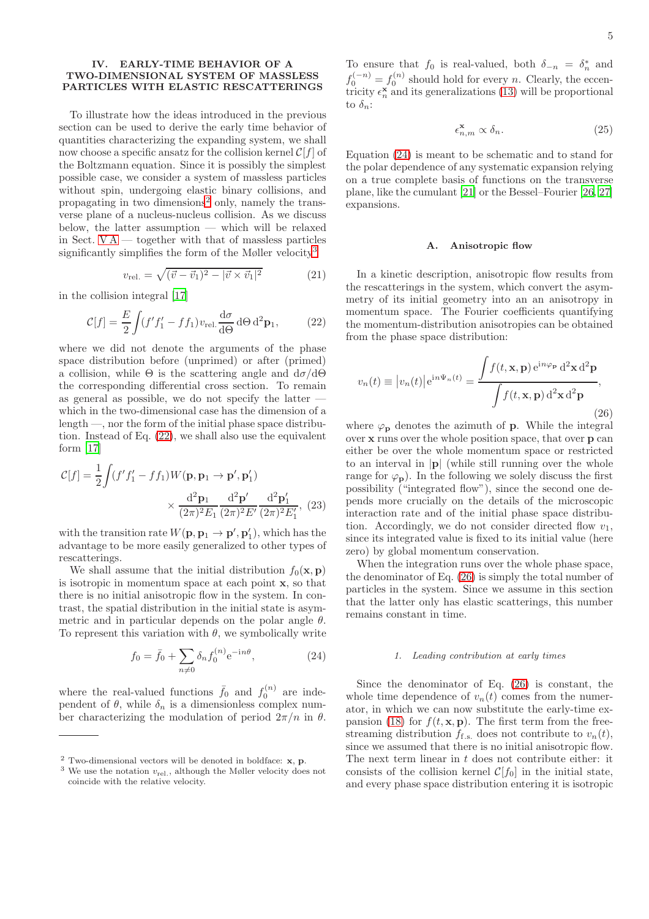## IV. EARLY-TIME BEHAVIOR OF A TWO-DIMENSIONAL SYSTEM OF MASSLESS PARTICLES WITH ELASTIC RESCATTERINGS

To illustrate how the ideas introduced in the previous section can be used to derive the early time behavior of quantities characterizing the expanding system, we shall now choose a specific ansatz for the collision kernel $\mathcal{C}[f]$ of the Boltzmann equation. Since it is possibly the simplest possible case, we consider a system of massless particles without spin, undergoing elastic binary collisions, and propagating in two dimensions[2] only, namely the transverse plane of a nucleus-nucleus collision. As we discuss below, the latter assumption — which will be relaxed in Sect. V A — together with that of massless particles significantly simplifies the form of the Møller velocity[3]

$$v_{\rm rel.} = \sqrt{(\vec{v}-\vec{v}_1)^2 - |\vec{v}\times\vec{v}_1|^2} \tag{21}$$

in the collision integral [17]

$$\mathcal{C}[f] = \frac{E}{2}\int (f'f'_1 - ff_1)\, v_{\rm rel.}\frac{{\rm d}\sigma}{{\rm d}\Theta}\,{\rm d}\Theta\,{\rm d}^2\mathbf{p}_1, \tag{22}$$

where we did not denote the arguments of the phase space distribution before (unprimed) or after (primed) a collision, while $\Theta$ is the scattering angle and ${\rm d}\sigma/{\rm d}\Theta$ the corresponding differential cross section. To remain as general as possible, we do not specify the latter — which in the two-dimensional case has the dimension of a length —, nor the form of the initial phase space distribution. Instead of Eq. (22), we shall also use the equivalent form [17]

$$\mathcal{C}[f] = \frac{1}{2}\int (f'f'_1 - ff_1)\, W(\mathbf{p},\mathbf{p}_1\to\mathbf{p}',\mathbf{p}'_1) \times \frac{{\rm d}^2\mathbf{p}_1}{(2\pi)^2E_1}\frac{{\rm d}^2\mathbf{p}'}{(2\pi)^2E'}\frac{{\rm d}^2\mathbf{p}'_1}{(2\pi)^2E'_1}, \tag{23}$$

with the transition rate $W(\mathbf{p},\mathbf{p}_1\to\mathbf{p}',\mathbf{p}'_1)$, which has the advantage to be more easily generalized to other types of rescatterings.

We shall assume that the initial distribution $f_0(\mathbf{x},\mathbf{p})$ is isotropic in momentum space at each point $\mathbf{x}$, so that there is no initial anisotropic flow in the system. In contrast, the spatial distribution in the initial state is asymmetric and in particular depends on the polar angle $\theta$. To represent this variation with $\theta$, we symbolically write

$$f_0 = \bar{f}_0 + \sum_{n\neq 0}\delta_n f_0^{(n)}{\rm e}^{-{\rm i}n\theta}, \tag{24}$$

where the real-valued functions $\bar{f}_0$ and $f_0^{(n)}$ are independent of $\theta$, while $\delta_n$ is a dimensionless complex number characterizing the modulation of period $2\pi/n$ in $\theta$. To ensure that $f_0$ is real-valued, both $\delta_{-n} = \delta_n^*$ and $f_0^{(-n)} = f_0^{(n)}$ should hold for every $n$. Clearly, the eccentricity $\epsilon_n^{\mathbf{x}}$ and its generalizations (13) will be proportional to $\delta_n$:

$$\epsilon_{n,m}^{\mathbf{x}} \propto \delta_n. \tag{25}$$

Equation (24) is meant to be schematic and to stand for the polar dependence of any systematic expansion relying on a true complete basis of functions on the transverse plane, like the cumulant [21] or the Bessel–Fourier [26, 27] expansions.

### A. Anisotropic flow

In a kinetic description, anisotropic flow results from the rescatterings in the system, which convert the asymmetry of its initial geometry into an an anisotropy in momentum space. The Fourier coefficients quantifying the momentum-distribution anisotropies can be obtained from the phase space distribution:

$$v_n(t) \equiv |v_n(t)|\,{\rm e}^{{\rm i}n\Psi_n(t)} = \frac{\displaystyle\int f(t,\mathbf{x},\mathbf{p})\,{\rm e}^{{\rm i}n\varphi_{\mathbf{p}}}\,{\rm d}^2\mathbf{x}\,{\rm d}^2\mathbf{p}}{\displaystyle\int f(t,\mathbf{x},\mathbf{p})\,{\rm d}^2\mathbf{x}\,{\rm d}^2\mathbf{p}}, \tag{26}$$

where $\varphi_{\mathbf{p}}$ denotes the azimuth of $\mathbf{p}$. While the integral over $\mathbf{x}$ runs over the whole position space, that over $\mathbf{p}$ can either be over the whole momentum space or restricted to an interval in $|\mathbf{p}|$ (while still running over the whole range for $\varphi_{\mathbf{p}}$). In the following we solely discuss the first possibility ("integrated flow"), since the second one depends more crucially on the details of the microscopic interaction rate and of the initial phase space distribution. Accordingly, we do not consider directed flow $v_1$, since its integrated value is fixed to its initial value (here zero) by global momentum conservation.

When the integration runs over the whole phase space, the denominator of Eq. (26) is simply the total number of particles in the system. Since we assume in this section that the latter only has elastic scatterings, this number remains constant in time.

#### 1. Leading contribution at early times

Since the denominator of Eq. (26) is constant, the whole time dependence of $v_n(t)$ comes from the numerator, in which we can now substitute the early-time expansion (18) for $f(t,\mathbf{x},\mathbf{p})$. The first term from the free-streaming distribution $f_{\rm f.s.}$ does not contribute to $v_n(t)$, since we assumed that there is no initial anisotropic flow. The next term linear in $t$ does not contribute either: it consists of the collision kernel $\mathcal{C}[f_0]$ in the initial state, and every phase space distribution entering it is isotropic

---

[2] Two-dimensional vectors will be denoted in boldface: $\mathbf{x}$, $\mathbf{p}$.

[3] We use the notation $v_{\rm rel.}$, although the Møller velocity does not coincide with the relative velocity.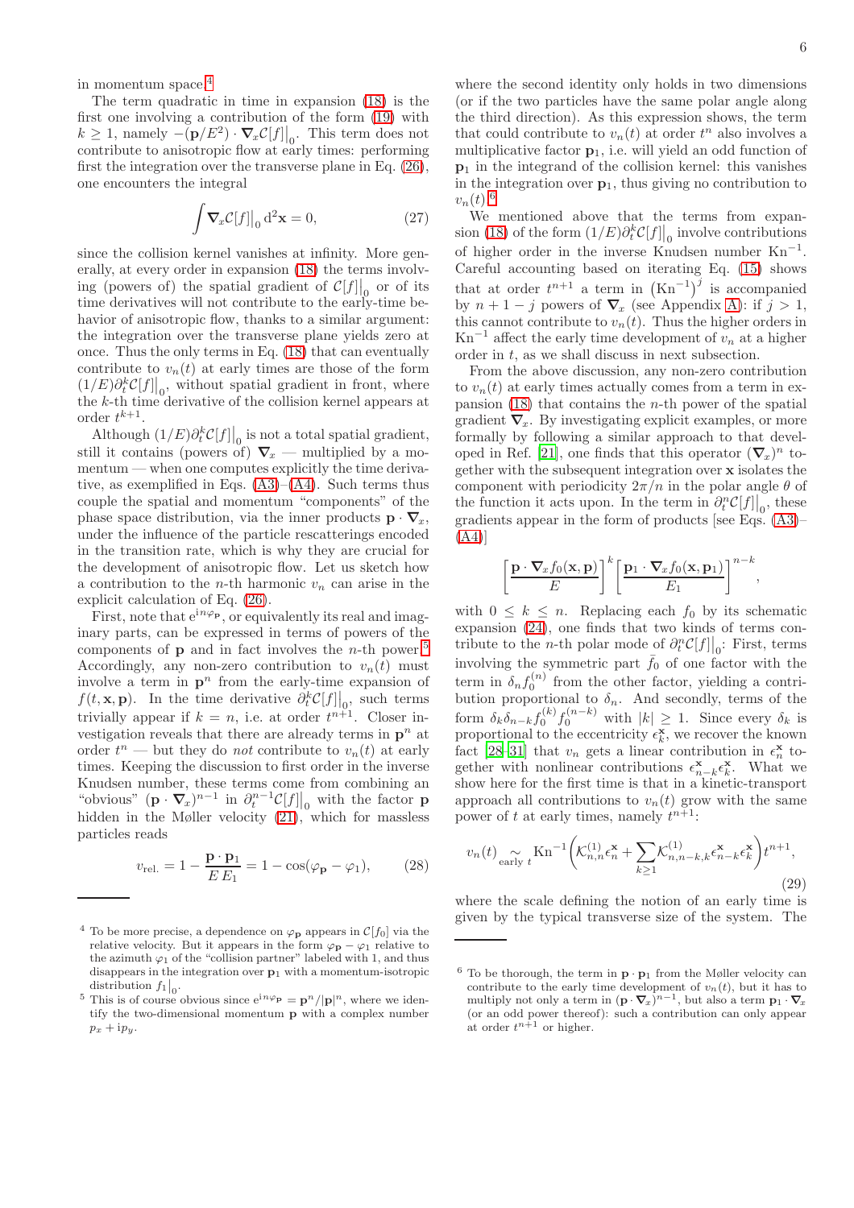in momentum space.[4]

The term quadratic in time in expansion (18) is the first one involving a contribution of the form (19) with $k \geq 1$, namely $-(\mathbf{p}/E^2)\cdot\boldsymbol{\nabla}_x\mathcal{C}[f]\big|_0$. This term does not contribute to anisotropic flow at early times: performing first the integration over the transverse plane in Eq. (26), one encounters the integral

$$\int \boldsymbol{\nabla}_x\mathcal{C}[f]\big|_0\,\mathrm{d}^2\mathbf{x} = 0, \tag{27}$$

since the collision kernel vanishes at infinity. More generally, at every order in expansion (18) the terms involving (powers of) the spatial gradient of $\mathcal{C}[f]\big|_0$ or of its time derivatives will not contribute to the early-time behavior of anisotropic flow, thanks to a similar argument: the integration over the transverse plane yields zero at once. Thus the only terms in Eq. (18) that can eventually contribute to $v_n(t)$ at early times are those of the form $(1/E)\partial_t^k\mathcal{C}[f]\big|_0$, without spatial gradient in front, where the $k$-th time derivative of the collision kernel appears at order $t^{k+1}$.

Although $(1/E)\partial_t^k\mathcal{C}[f]\big|_0$ is not a total spatial gradient, still it contains (powers of) $\boldsymbol{\nabla}_x$ — multiplied by a momentum — when one computes explicitly the time derivative, as exemplified in Eqs. (A3)–(A4). Such terms thus couple the spatial and momentum "components" of the phase space distribution, via the inner products $\mathbf{p}\cdot\boldsymbol{\nabla}_x$, under the influence of the particle rescatterings encoded in the transition rate, which is why they are crucial for the development of anisotropic flow. Let us sketch how a contribution to the $n$-th harmonic $v_n$ can arise in the explicit calculation of Eq. (26).

First, note that $\mathrm{e}^{\mathrm{i}n\varphi_{\mathbf{p}}}$, or equivalently its real and imaginary parts, can be expressed in terms of powers of the components of $\mathbf{p}$ and in fact involves the $n$-th power.[5] Accordingly, any non-zero contribution to $v_n(t)$ must involve a term in $\mathbf{p}^n$ from the early-time expansion of $f(t,\mathbf{x},\mathbf{p})$. In the time derivative $\partial_t^k\mathcal{C}[f]\big|_0$, such terms trivially appear if $k=n$, i.e. at order $t^{n+1}$. Closer investigation reveals that there are already terms in $\mathbf{p}^n$ at order $t^n$ — but they do *not* contribute to $v_n(t)$ at early times. Keeping the discussion to first order in the inverse Knudsen number, these terms come from combining an "obvious" $(\mathbf{p}\cdot\boldsymbol{\nabla}_x)^{n-1}$ in $\partial_t^{n-1}\mathcal{C}[f]\big|_0$ with the factor $\mathbf{p}$ hidden in the Møller velocity (21), which for massless particles reads

$$v_{\rm rel.} = 1 - \frac{\mathbf{p}\cdot\mathbf{p}_1}{E\,E_1} = 1-\cos(\varphi_{\mathbf{p}}-\varphi_1), \tag{28}$$

where the second identity only holds in two dimensions (or if the two particles have the same polar angle along the third direction). As this expression shows, the term that could contribute to $v_n(t)$ at order $t^n$ also involves a multiplicative factor $\mathbf{p}_1$, i.e. will yield an odd function of $\mathbf{p}_1$ in the integrand of the collision kernel: this vanishes in the integration over $\mathbf{p}_1$, thus giving no contribution to $v_n(t)$.[6]

We mentioned above that the terms from expansion (18) of the form $(1/E)\partial_t^k\mathcal{C}[f]\big|_0$ involve contributions of higher order in the inverse Knudsen number $\mathrm{Kn}^{-1}$. Careful accounting based on iterating Eq. (15) shows that at order $t^{n+1}$ a term in $(\mathrm{Kn}^{-1})^j$ is accompanied by $n+1-j$ powers of $\boldsymbol{\nabla}_x$ (see Appendix A): if $j>1$, this cannot contribute to $v_n(t)$. Thus the higher orders in $\mathrm{Kn}^{-1}$ affect the early time development of $v_n$ at a higher order in $t$, as we shall discuss in next subsection.

From the above discussion, any non-zero contribution to $v_n(t)$ at early times actually comes from a term in expansion (18) that contains the $n$-th power of the spatial gradient $\boldsymbol{\nabla}_x$. By investigating explicit examples, or more formally by following a similar approach to that developed in Ref. [21], one finds that this operator $(\boldsymbol{\nabla}_x)^n$ together with the subsequent integration over $\mathbf{x}$ isolates the component with periodicity $2\pi/n$ in the polar angle $\theta$ of the function it acts upon. In the term in $\partial_t^n\mathcal{C}[f]\big|_0$, these gradients appear in the form of products [see Eqs. (A3)–(A4)]

$$\left[\frac{\mathbf{p}\cdot\boldsymbol{\nabla}_x f_0(\mathbf{x},\mathbf{p})}{E}\right]^k\left[\frac{\mathbf{p}_1\cdot\boldsymbol{\nabla}_x f_0(\mathbf{x},\mathbf{p}_1)}{E_1}\right]^{n-k},$$

with $0\leq k\leq n$. Replacing each $f_0$ by its schematic expansion (24), one finds that two kinds of terms contribute to the $n$-th polar mode of $\partial_t^n\mathcal{C}[f]\big|_0$: First, terms involving the symmetric part $\bar{f}_0$ of one factor with the term in $\delta_n f_0^{(n)}$ from the other factor, yielding a contribution proportional to $\delta_n$. And secondly, terms of the form $\delta_k\delta_{n-k}f_0^{(k)}f_0^{(n-k)}$ with $|k|\geq 1$. Since every $\delta_k$ is proportional to the eccentricity $\epsilon_k^{\mathbf{x}}$, we recover the known fact [28–31] that $v_n$ gets a linear contribution in $\epsilon_n^{\mathbf{x}}$ together with nonlinear contributions $\epsilon_{n-k}^{\mathbf{x}}\epsilon_k^{\mathbf{x}}$. What we show here for the first time is that in a kinetic-transport approach all contributions to $v_n(t)$ grow with the same power of $t$ at early times, namely $t^{n+1}$:

$$v_n(t) \underset{\text{early } t}{\sim} \mathrm{Kn}^{-1}\left(\mathcal{K}_{n,n}^{(1)}\epsilon_n^{\mathbf{x}} + \sum_{k\geq 1}\mathcal{K}_{n,n-k,k}^{(1)}\epsilon_{n-k}^{\mathbf{x}}\epsilon_k^{\mathbf{x}}\right)t^{n+1}, \tag{29}$$

where the scale defining the notion of an early time is given by the typical transverse size of the system. The

---

[4] To be more precise, a dependence on $\varphi_{\mathbf{p}}$ appears in $\mathcal{C}[f_0]$ via the relative velocity. But it appears in the form $\varphi_{\mathbf{p}}-\varphi_1$ relative to the azimuth $\varphi_1$ of the "collision partner" labeled with 1, and thus disappears in the integration over $\mathbf{p}_1$ with a momentum-isotropic distribution $f_1\big|_0$.

[5] This is of course obvious since $\mathrm{e}^{\mathrm{i}n\varphi_{\mathbf{p}}} = \mathbf{p}^n/|\mathbf{p}|^n$, where we identify the two-dimensional momentum $\mathbf{p}$ with a complex number $p_x+\mathrm{i}p_y$.

[6] To be thorough, the term in $\mathbf{p}\cdot\mathbf{p}_1$ from the Møller velocity can contribute to the early time development of $v_n(t)$, but it has to multiply not only a term in $(\mathbf{p}\cdot\boldsymbol{\nabla}_x)^{n-1}$, but also a term $\mathbf{p}_1\cdot\boldsymbol{\nabla}_x$ (or an odd power thereof): such a contribution can only appear at order $t^{n+1}$ or higher.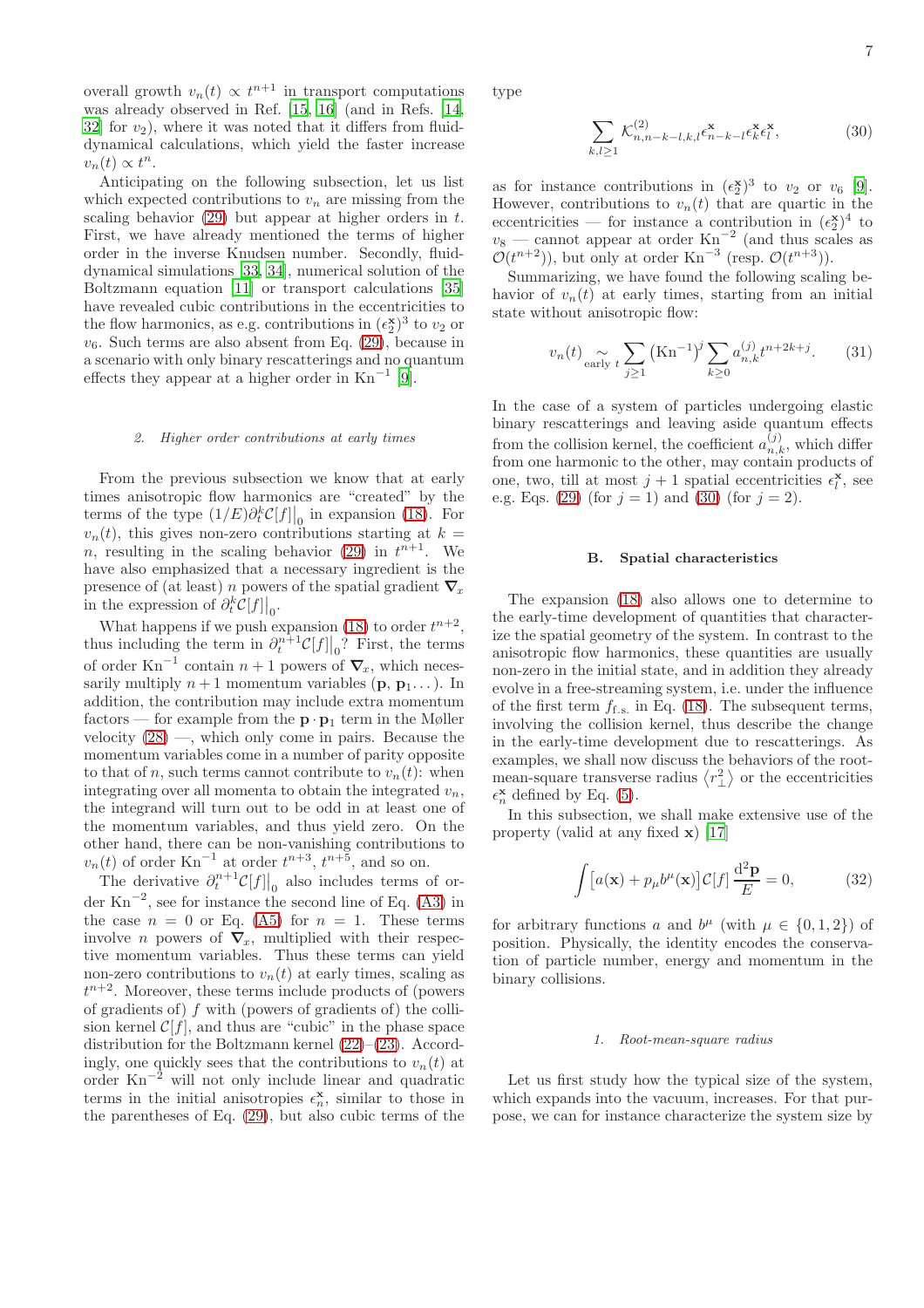overall growth $v_n(t) \propto t^{n+1}$ in transport computations was already observed in Ref. [15, 16] (and in Refs. [14, 32] for $v_2$), where it was noted that it differs from fluid-dynamical calculations, which yield the faster increase $v_n(t) \propto t^n$.

Anticipating on the following subsection, let us list which expected contributions to $v_n$ are missing from the scaling behavior (29) but appear at higher orders in $t$. First, we have already mentioned the terms of higher order in the inverse Knudsen number. Secondly, fluid-dynamical simulations [33, 34], numerical solution of the Boltzmann equation [11] or transport calculations [35] have revealed cubic contributions in the eccentricities to the flow harmonics, as e.g. contributions in $(\epsilon_2^{\mathbf{x}})^3$ to $v_2$ or $v_6$. Such terms are also absent from Eq. (29), because in a scenario with only binary rescatterings and no quantum effects they appear at a higher order in $\mathrm{Kn}^{-1}$ [9].

#### 2. Higher order contributions at early times

From the previous subsection we know that at early times anisotropic flow harmonics are "created" by the terms of the type $(1/E)\partial_t^k\mathcal{C}[f]\big|_0$ in expansion (18). For $v_n(t)$, this gives non-zero contributions starting at $k = n$, resulting in the scaling behavior (29) in $t^{n+1}$. We have also emphasized that a necessary ingredient is the presence of (at least) $n$ powers of the spatial gradient $\boldsymbol{\nabla}_x$ in the expression of $\partial_t^k\mathcal{C}[f]\big|_0$.

What happens if we push expansion (18) to order $t^{n+2}$, thus including the term in $\partial_t^{n+1}\mathcal{C}[f]\big|_0$? First, the terms of order $\mathrm{Kn}^{-1}$ contain $n+1$ powers of $\boldsymbol{\nabla}_x$, which necessarily multiply $n+1$ momentum variables ($\mathbf{p}$, $\mathbf{p}_1\dots$). In addition, the contribution may include extra momentum factors — for example from the $\mathbf{p}\cdot\mathbf{p}_1$ term in the Møller velocity (28) —, which only come in pairs. Because the momentum variables come in a number of parity opposite to that of $n$, such terms cannot contribute to $v_n(t)$: when integrating over all momenta to obtain the integrated $v_n$, the integrand will turn out to be odd in at least one of the momentum variables, and thus yield zero. On the other hand, there can be non-vanishing contributions to $v_n(t)$ of order $\mathrm{Kn}^{-1}$ at order $t^{n+3}$, $t^{n+5}$, and so on.

The derivative $\partial_t^{n+1}\mathcal{C}[f]\big|_0$ also includes terms of order $\mathrm{Kn}^{-2}$, see for instance the second line of Eq. (A3) in the case $n = 0$ or Eq. (A5) for $n = 1$. These terms involve $n$ powers of $\boldsymbol{\nabla}_x$, multiplied with their respective momentum variables. Thus these terms can yield non-zero contributions to $v_n(t)$ at early times, scaling as $t^{n+2}$. Moreover, these terms include products of (powers of gradients of) $f$ with (powers of gradients of) the collision kernel $\mathcal{C}[f]$, and thus are "cubic" in the phase space distribution for the Boltzmann kernel (22)–(23). Accordingly, one quickly sees that the contributions to $v_n(t)$ at order $\mathrm{Kn}^{-2}$ will not only include linear and quadratic terms in the initial anisotropies $\epsilon_n^{\mathbf{x}}$, similar to those in the parentheses of Eq. (29), but also cubic terms of the type

$$\sum_{k,l\geq 1}\mathcal{K}^{(2)}_{n,n-k-l,k,l}\,\epsilon^{\mathbf{x}}_{n-k-l}\epsilon^{\mathbf{x}}_k\epsilon^{\mathbf{x}}_l, \tag{30}$$

as for instance contributions in $(\epsilon_2^{\mathbf{x}})^3$ to $v_2$ or $v_6$ [9]. However, contributions to $v_n(t)$ that are quartic in the eccentricities — for instance a contribution in $(\epsilon_2^{\mathbf{x}})^4$ to $v_8$ — cannot appear at order $\mathrm{Kn}^{-2}$ (and thus scales as $\mathcal{O}(t^{n+2})$), but only at order $\mathrm{Kn}^{-3}$ (resp. $\mathcal{O}(t^{n+3})$).

Summarizing, we have found the following scaling behavior of $v_n(t)$ at early times, starting from an initial state without anisotropic flow:

$$v_n(t) \underset{\text{early }t}{\sim} \sum_{j\geq 1}\left(\mathrm{Kn}^{-1}\right)^j\sum_{k\geq 0}a^{(j)}_{n,k}t^{n+2k+j}. \tag{31}$$

In the case of a system of particles undergoing elastic binary rescatterings and leaving aside quantum effects from the collision kernel, the coefficient $a^{(j)}_{n,k}$, which differ from one harmonic to the other, may contain products of one, two, till at most $j+1$ spatial eccentricities $\epsilon_l^{\mathbf{x}}$, see e.g. Eqs. (29) (for $j = 1$) and (30) (for $j = 2$).

### B. Spatial characteristics

The expansion (18) also allows one to determine to the early-time development of quantities that characterize the spatial geometry of the system. In contrast to the anisotropic flow harmonics, these quantities are usually non-zero in the initial state, and in addition they already evolve in a free-streaming system, i.e. under the influence of the first term $f_{\text{f.s.}}$ in Eq. (18). The subsequent terms, involving the collision kernel, thus describe the change in the early-time development due to rescatterings. As examples, we shall now discuss the behaviors of the root-mean-square transverse radius $\langle r_\perp^2\rangle$ or the eccentricities $\epsilon_n^{\mathbf{x}}$ defined by Eq. (5).

In this subsection, we shall make extensive use of the property (valid at any fixed $\mathbf{x}$) [17]

$$\int\left[a(\mathbf{x}) + p_\mu b^\mu(\mathbf{x})\right]\mathcal{C}[f]\,\frac{\mathrm{d}^2\mathbf{p}}{E} = 0, \tag{32}$$

for arbitrary functions $a$ and $b^\mu$ (with $\mu \in \{0,1,2\}$) of position. Physically, the identity encodes the conservation of particle number, energy and momentum in the binary collisions.

#### 1. Root-mean-square radius

Let us first study how the typical size of the system, which expands into the vacuum, increases. For that purpose, we can for instance characterize the system size by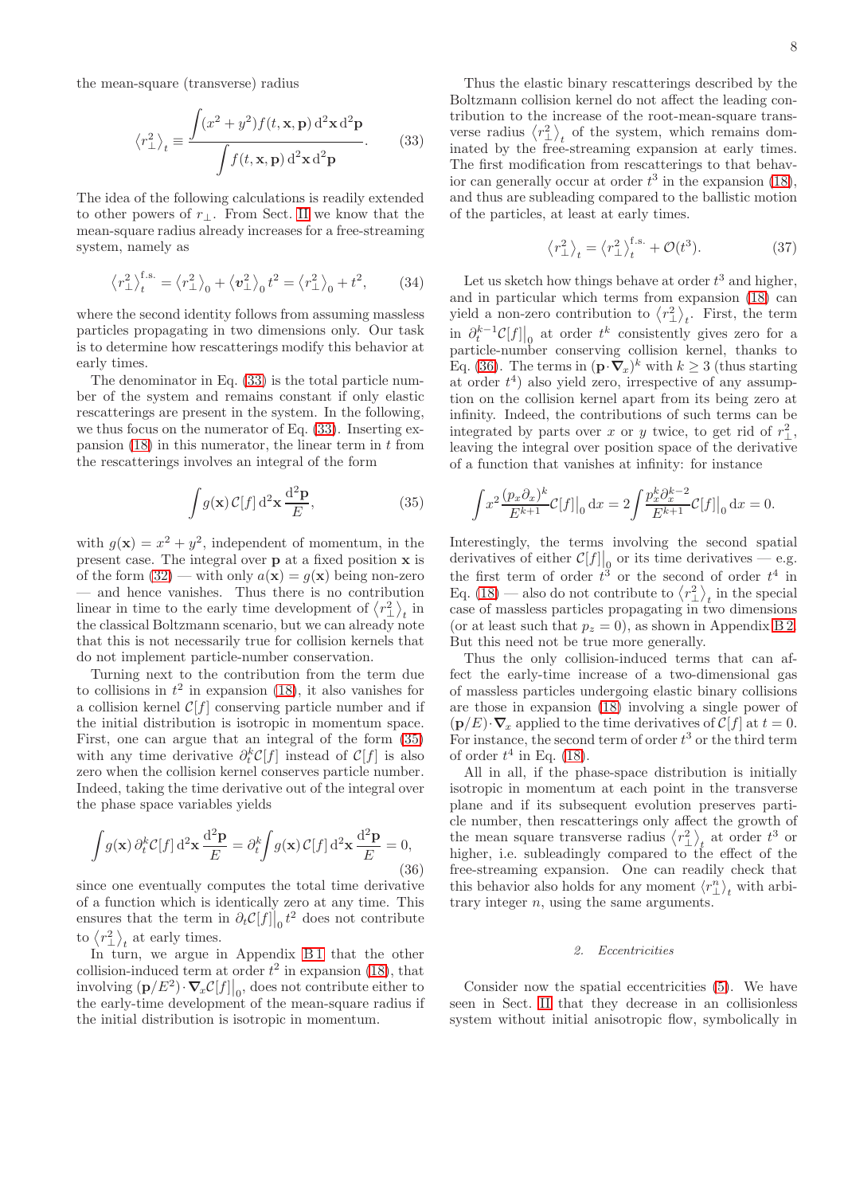the mean-square (transverse) radius

$$\langle r_\perp^2 \rangle_t \equiv \frac{\displaystyle\int (x^2+y^2) f(t,\mathbf{x},\mathbf{p})\,\mathrm{d}^2\mathbf{x}\,\mathrm{d}^2\mathbf{p}}{\displaystyle\int f(t,\mathbf{x},\mathbf{p})\,\mathrm{d}^2\mathbf{x}\,\mathrm{d}^2\mathbf{p}}. \tag{33}$$

The idea of the following calculations is readily extended to other powers of $r_\perp$. From Sect. II we know that the mean-square radius already increases for a free-streaming system, namely as

$$\langle r_\perp^2 \rangle_t^{\text{f.s.}} = \langle r_\perp^2 \rangle_0 + \langle \boldsymbol{v}_\perp^2 \rangle_0 t^2 = \langle r_\perp^2 \rangle_0 + t^2, \tag{34}$$

where the second identity follows from assuming massless particles propagating in two dimensions only. Our task is to determine how rescatterings modify this behavior at early times.

The denominator in Eq. (33) is the total particle number of the system and remains constant if only elastic rescatterings are present in the system. In the following, we thus focus on the numerator of Eq. (33). Inserting expansion (18) in this numerator, the linear term in $t$ from the rescatterings involves an integral of the form

$$\int g(\mathbf{x})\,\mathcal{C}[f]\,\mathrm{d}^2\mathbf{x}\,\frac{\mathrm{d}^2\mathbf{p}}{E}, \tag{35}$$

with $g(\mathbf{x}) = x^2+y^2$, independent of momentum, in the present case. The integral over $\mathbf{p}$ at a fixed position $\mathbf{x}$ is of the form (32) — with only $a(\mathbf{x}) = g(\mathbf{x})$ being non-zero — and hence vanishes. Thus there is no contribution linear in time to the early time development of $\langle r_\perp^2 \rangle_t$ in the classical Boltzmann scenario, but we can already note that this is not necessarily true for collision kernels that do not implement particle-number conservation.

Turning next to the contribution from the term due to collisions in $t^2$ in expansion (18), it also vanishes for a collision kernel $\mathcal{C}[f]$ conserving particle number and if the initial distribution is isotropic in momentum space. First, one can argue that an integral of the form (35) with any time derivative $\partial_t^k\mathcal{C}[f]$ instead of $\mathcal{C}[f]$ is also zero when the collision kernel conserves particle number. Indeed, taking the time derivative out of the integral over the phase space variables yields

$$\int g(\mathbf{x})\,\partial_t^k\mathcal{C}[f]\,\mathrm{d}^2\mathbf{x}\,\frac{\mathrm{d}^2\mathbf{p}}{E} = \partial_t^k\!\int g(\mathbf{x})\,\mathcal{C}[f]\,\mathrm{d}^2\mathbf{x}\,\frac{\mathrm{d}^2\mathbf{p}}{E} = 0, \tag{36}$$

since one eventually computes the total time derivative of a function which is identically zero at any time. This ensures that the term in $\partial_t\mathcal{C}[f]\big|_0 t^2$ does not contribute to $\langle r_\perp^2 \rangle_t$ at early times.

In turn, we argue in Appendix B 1 that the other collision-induced term at order $t^2$ in expansion (18), that involving $(\mathbf{p}/E^2)\cdot\boldsymbol{\nabla}_x\mathcal{C}[f]\big|_0$, does not contribute either to the early-time development of the mean-square radius if the initial distribution is isotropic in momentum.

Thus the elastic binary rescatterings described by the Boltzmann collision kernel do not affect the leading contribution to the increase of the root-mean-square transverse radius $\langle r_\perp^2 \rangle_t$ of the system, which remains dominated by the free-streaming expansion at early times. The first modification from rescatterings to that behavior can generally occur at order $t^3$ in the expansion (18), and thus are subleading compared to the ballistic motion of the particles, at least at early times.

$$\langle r_\perp^2 \rangle_t = \langle r_\perp^2 \rangle_t^{\text{f.s.}} + \mathcal{O}(t^3). \tag{37}$$

Let us sketch how things behave at order $t^3$ and higher, and in particular which terms from expansion (18) can yield a non-zero contribution to $\langle r_\perp^2 \rangle_t$. First, the term in $\partial_t^{k-1}\mathcal{C}[f]\big|_0$ at order $t^k$ consistently gives zero for a particle-number conserving collision kernel, thanks to Eq. (36). The terms in $(\mathbf{p}\cdot\boldsymbol{\nabla}_x)^k$ with $k\geq 3$ (thus starting at order $t^4$) also yield zero, irrespective of any assumption on the collision kernel apart from its being zero at infinity. Indeed, the contributions of such terms can be integrated by parts over $x$ or $y$ twice, to get rid of $r_\perp^2$, leaving the integral over position space of the derivative of a function that vanishes at infinity: for instance

$$\int x^2\frac{(p_x\partial_x)^k}{E^{k+1}}\mathcal{C}[f]\big|_0\,\mathrm{d}x = 2\int\frac{p_x^k\partial_x^{k-2}}{E^{k+1}}\mathcal{C}[f]\big|_0\,\mathrm{d}x = 0.$$

Interestingly, the terms involving the second spatial derivatives of either $\mathcal{C}[f]\big|_0$ or its time derivatives — e.g. the first term of order $t^3$ or the second of order $t^4$ in Eq. (18) — also do not contribute to $\langle r_\perp^2 \rangle_t$ in the special case of massless particles propagating in two dimensions (or at least such that $p_z = 0$), as shown in Appendix B 2. But this need not be true more generally.

Thus the only collision-induced terms that can affect the early-time increase of a two-dimensional gas of massless particles undergoing elastic binary collisions are those in expansion (18) involving a single power of $(\mathbf{p}/E)\cdot\boldsymbol{\nabla}_x$ applied to the time derivatives of $\mathcal{C}[f]$ at $t = 0$. For instance, the second term of order $t^3$ or the third term of order $t^4$ in Eq. (18).

All in all, if the phase-space distribution is initially isotropic in momentum at each point in the transverse plane and if its subsequent evolution preserves particle number, then rescatterings only affect the growth of the mean square transverse radius $\langle r_\perp^2 \rangle_t$ at order $t^3$ or higher, i.e. subleadingly compared to the effect of the free-streaming expansion. One can readily check that this behavior also holds for any moment $\langle r_\perp^n \rangle_t$ with arbitrary integer $n$, using the same arguments.

### 2. Eccentricities

Consider now the spatial eccentricities (5). We have seen in Sect. II that they decrease in an collisionless system without initial anisotropic flow, symbolically in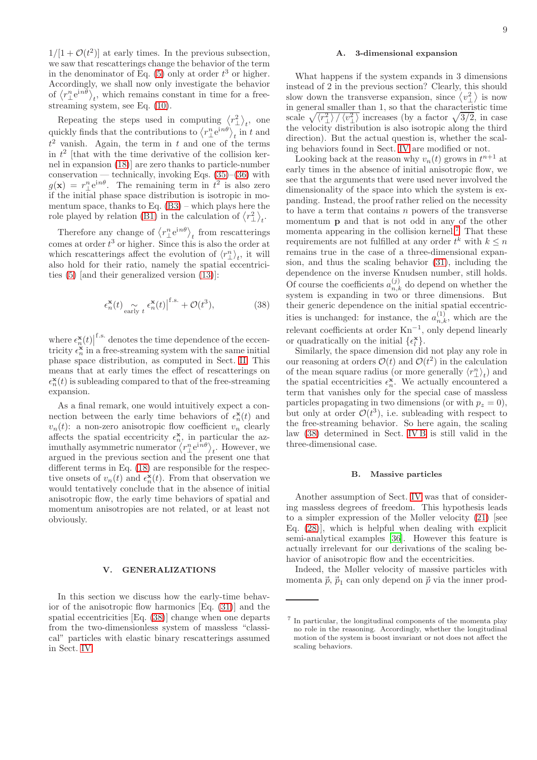$1/[1+\mathcal{O}(t^2)]$ at early times. In the previous subsection, we saw that rescatterings change the behavior of the term in the denominator of Eq. (5) only at order $t^3$ or higher. Accordingly, we shall now only investigate the behavior of $\langle r_\perp^n e^{in\theta}\rangle_t$, which remains constant in time for a free-streaming system, see Eq. (10).

Repeating the steps used in computing $\langle r_\perp^2\rangle_t$, one quickly finds that the contributions to $\langle r_\perp^n e^{in\theta}\rangle_t$ in $t$ and $t^2$ vanish. Again, the term in $t$ and one of the terms in $t^2$ [that with the time derivative of the collision kernel in expansion (18)] are zero thanks to particle-number conservation — technically, invoking Eqs. (35)–(36) with $g(\mathbf{x}) = r_\perp^n e^{in\theta}$. The remaining term in $t^2$ is also zero if the initial phase space distribution is isotropic in momentum space, thanks to Eq. (B3) – which plays here the role played by relation (B1) in the calculation of $\langle r_\perp^2\rangle_t$.

Therefore any change of $\langle r_\perp^n e^{in\theta}\rangle_t$ from rescatterings comes at order $t^3$ or higher. Since this is also the order at which rescatterings affect the evolution of $\langle r_\perp^n\rangle_t$, it will also hold for their ratio, namely the spatial eccentricities (5) [and their generalized version (13)]:

$$\epsilon_n^{\mathbf{x}}(t) \underset{\text{early } t}{\sim} \epsilon_n^{\mathbf{x}}(t)\Big|^{\text{f.s.}} + \mathcal{O}(t^3), \tag{38}$$

where $\epsilon_n^{\mathbf{x}}(t)\big|^{\text{f.s.}}$ denotes the time dependence of the eccentricity $\epsilon_n^{\mathbf{x}}$ in a free-streaming system with the same initial phase space distribution, as computed in Sect. III. This means that at early times the effect of rescatterings on $\epsilon_n^{\mathbf{x}}(t)$ is subleading compared to that of the free-streaming expansion.

As a final remark, one would intuitively expect a connection between the early time behaviors of $\epsilon_n^{\mathbf{x}}(t)$ and $v_n(t)$: a non-zero anisotropic flow coefficient $v_n$ clearly affects the spatial eccentricity $\epsilon_n^{\mathbf{x}}$, in particular the azimuthally asymmetric numerator $\langle r_\perp^n e^{in\theta}\rangle_t$. However, we argued in the previous section and the present one that different terms in Eq. (18) are responsible for the respective onsets of $v_n(t)$ and $\epsilon_n^{\mathbf{x}}(t)$. From that observation we would tentatively conclude that in the absence of initial anisotropic flow, the early time behaviors of spatial and momentum anisotropies are not related, or at least not obviously.

## V. GENERALIZATIONS

In this section we discuss how the early-time behavior of the anisotropic flow harmonics [Eq. (31)] and the spatial eccentricities [Eq. (38)] change when one departs from the two-dimensionless system of massless "classical" particles with elastic binary rescatterings assumed in Sect. IV.

### A. 3-dimensional expansion

What happens if the system expands in 3 dimensions instead of 2 in the previous section? Clearly, this should slow down the transverse expansion, since $\langle v_\perp^2\rangle$ is now in general smaller than 1, so that the characteristic time scale $\sqrt{\langle r_\perp^2\rangle / \langle v_\perp^2\rangle}$ increases (by a factor $\sqrt{3/2}$, in case the velocity distribution is also isotropic along the third direction). But the actual question is, whether the scaling behaviors found in Sect. IV are modified or not.

Looking back at the reason why $v_n(t)$ grows in $t^{n+1}$ at early times in the absence of initial anisotropic flow, we see that the arguments that were used never involved the dimensionality of the space into which the system is expanding. Instead, the proof rather relied on the necessity to have a term that contains $n$ powers of the transverse momentum $\mathbf{p}$ and that is not odd in any of the other momenta appearing in the collision kernel.[7] That these requirements are not fulfilled at any order $t^k$ with $k \leq n$ remains true in the case of a three-dimensional expansion, and thus the scaling behavior (31), including the dependence on the inverse Knudsen number, still holds. Of course the coefficients $a_{n,k}^{(j)}$ do depend on whether the system is expanding in two or three dimensions. But their generic dependence on the initial spatial eccentricities is unchanged: for instance, the $a_{n,k}^{(1)}$, which are the relevant coefficients at order $\text{Kn}^{-1}$, only depend linearly or quadratically on the initial $\{\epsilon_l^{\mathbf{x}}\}$.

Similarly, the space dimension did not play any role in our reasoning at orders $\mathcal{O}(t)$ and $\mathcal{O}(t^2)$ in the calculation of the mean square radius (or more generally $\langle r_\perp^n\rangle_t$) and the spatial eccentricities $\epsilon_n^{\mathbf{x}}$. We actually encountered a term that vanishes only for the special case of massless particles propagating in two dimensions (or with $p_z = 0$), but only at order $\mathcal{O}(t^3)$, i.e. subleading with respect to the free-streaming behavior. So here again, the scaling law (38) determined in Sect. IV B is still valid in the three-dimensional case.

### B. Massive particles

Another assumption of Sect. IV was that of considering massless degrees of freedom. This hypothesis leads to a simpler expression of the Møller velocity (21) [see Eq. (28)], which is helpful when dealing with explicit semi-analytical examples [36]. However this feature is actually irrelevant for our derivations of the scaling behavior of anisotropic flow and the eccentricities.

Indeed, the Møller velocity of massive particles with momenta $\vec{p}$, $\vec{p}_1$ can only depend on $\vec{p}$ via the inner prod-

[7] In particular, the longitudinal components of the momenta play no role in the reasoning. Accordingly, whether the longitudinal motion of the system is boost invariant or not does not affect the scaling behaviors.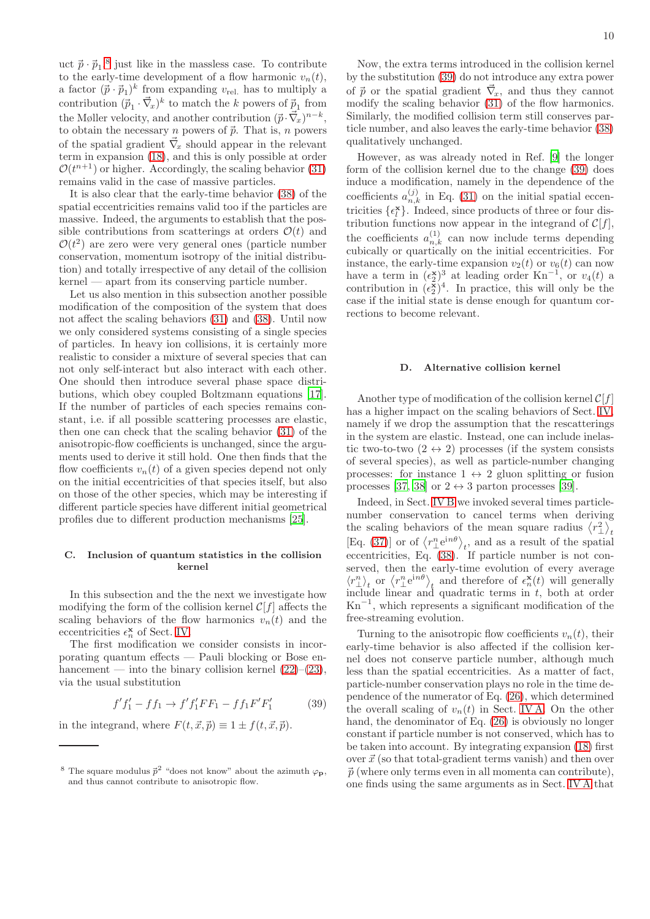uct $\vec{p}\cdot\vec{p}_1$.[8] just like in the massless case. To contribute to the early-time development of a flow harmonic $v_n(t)$, a factor $(\vec{p}\cdot\vec{p}_1)^k$ from expanding $v_{\rm rel.}$ has to multiply a contribution $(\vec{p}_1\cdot\vec{\nabla}_x)^k$ to match the $k$ powers of $\vec{p}_1$ from the Møller velocity, and another contribution $(\vec{p}\cdot\vec{\nabla}_x)^{n-k}$, to obtain the necessary $n$ powers of $\vec{p}$. That is, $n$ powers of the spatial gradient $\vec{\nabla}_x$ should appear in the relevant term in expansion (18), and this is only possible at order $\mathcal{O}(t^{n+1})$ or higher. Accordingly, the scaling behavior (31) remains valid in the case of massive particles.

It is also clear that the early-time behavior (38) of the spatial eccentricities remains valid too if the particles are massive. Indeed, the arguments to establish that the possible contributions from scatterings at orders $\mathcal{O}(t)$ and $\mathcal{O}(t^2)$ are zero were very general ones (particle number conservation, momentum isotropy of the initial distribution) and totally irrespective of any detail of the collision kernel — apart from its conserving particle number.

Let us also mention in this subsection another possible modification of the composition of the system that does not affect the scaling behaviors (31) and (38). Until now we only considered systems consisting of a single species of particles. In heavy ion collisions, it is certainly more realistic to consider a mixture of several species that can not only self-interact but also interact with each other. One should then introduce several phase space distributions, which obey coupled Boltzmann equations [17]. If the number of particles of each species remains constant, i.e. if all possible scattering processes are elastic, then one can check that the scaling behavior (31) of the anisotropic-flow coefficients is unchanged, since the arguments used to derive it still hold. One then finds that the flow coefficients $v_n(t)$ of a given species depend not only on the initial eccentricities of that species itself, but also on those of the other species, which may be interesting if different particle species have different initial geometrical profiles due to different production mechanisms [25].

### C. Inclusion of quantum statistics in the collision kernel

In this subsection and the the next we investigate how modifying the form of the collision kernel $\mathcal{C}[f]$ affects the scaling behaviors of the flow harmonics $v_n(t)$ and the eccentricities $\epsilon_n^{\mathbf{x}}$ of Sect. IV.

The first modification we consider consists in incorporating quantum effects — Pauli blocking or Bose enhancement — into the binary collision kernel (22)–(23), via the usual substitution

$$f'f'_1 - ff_1 \to f'f'_1FF_1 - ff_1F'F'_1 \qquad (39)$$

in the integrand, where $F(t,\vec{x},\vec{p}) \equiv 1 \pm f(t,\vec{x},\vec{p})$.

Now, the extra terms introduced in the collision kernel by the substitution (39) do not introduce any extra power of $\vec{p}$ or the spatial gradient $\vec{\nabla}_x$, and thus they cannot modify the scaling behavior (31) of the flow harmonics. Similarly, the modified collision term still conserves particle number, and also leaves the early-time behavior (38) qualitatively unchanged.

However, as was already noted in Ref. [9] the longer form of the collision kernel due to the change (39) does induce a modification, namely in the dependence of the coefficients $a_{n,k}^{(j)}$ in Eq. (31) on the initial spatial eccentricities $\{\epsilon_l^{\mathbf{x}}\}$. Indeed, since products of three or four distribution functions now appear in the integrand of $\mathcal{C}[f]$, the coefficients $a_{n,k}^{(1)}$ can now include terms depending cubically or quartically on the initial eccentricities. For instance, the early-time expansion $v_2(t)$ or $v_6(t)$ can now have a term in $(\epsilon_2^{\mathbf{x}})^3$ at leading order ${\rm Kn}^{-1}$, or $v_4(t)$ a contribution in $(\epsilon_2^{\mathbf{x}})^4$. In practice, this will only be the case if the initial state is dense enough for quantum corrections to become relevant.

### D. Alternative collision kernel

Another type of modification of the collision kernel $\mathcal{C}[f]$ has a higher impact on the scaling behaviors of Sect. IV, namely if we drop the assumption that the rescatterings in the system are elastic. Instead, one can include inelastic two-to-two ($2 \leftrightarrow 2$) processes (if the system consists of several species), as well as particle-number changing processes: for instance $1 \leftrightarrow 2$ gluon splitting or fusion processes [37, 38] or $2 \leftrightarrow 3$ parton processes [39].

Indeed, in Sect. IV B we invoked several times particle-number conservation to cancel terms when deriving the scaling behaviors of the mean square radius $\langle r_\perp^2\rangle_t$ [Eq. (37)] or of $\langle r_\perp^n e^{in\theta}\rangle_t$, and as a result of the spatial eccentricities, Eq. (38). If particle number is not conserved, then the early-time evolution of every average $\langle r_\perp^n\rangle_t$ or $\langle r_\perp^n e^{in\theta}\rangle_t$ and therefore of $\epsilon_n^{\mathbf{x}}(t)$ will generally include linear and quadratic terms in $t$, both at order ${\rm Kn}^{-1}$, which represents a significant modification of the free-streaming evolution.

Turning to the anisotropic flow coefficients $v_n(t)$, their early-time behavior is also affected if the collision kernel does not conserve particle number, although much less than the spatial eccentricities. As a matter of fact, particle-number conservation plays no role in the time dependence of the numerator of Eq. (26), which determined the overall scaling of $v_n(t)$ in Sect. IV A. On the other hand, the denominator of Eq. (26) is obviously no longer constant if particle number is not conserved, which has to be taken into account. By integrating expansion (18) first over $\vec{x}$ (so that total-gradient terms vanish) and then over $\vec{p}$ (where only terms even in all momenta can contribute), one finds using the same arguments as in Sect. IV A that

[8] The square modulus $\vec{p}^2$ "does not know" about the azimuth $\varphi_{\mathbf{p}}$, and thus cannot contribute to anisotropic flow.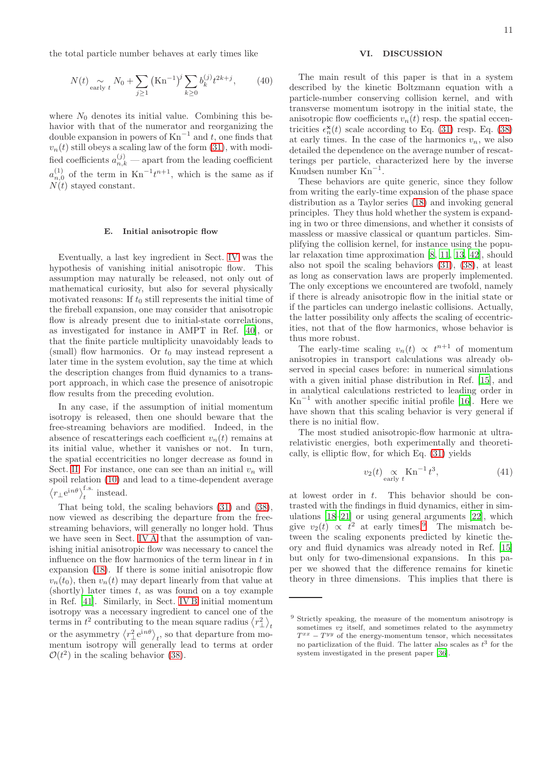the total particle number behaves at early times like

$$N(t) \underset{\text{early } t}{\sim} N_0 + \sum_{j\geq 1} \left(\text{Kn}^{-1}\right)^j \sum_{k\geq 0} b_k^{(j)} t^{2k+j}, \tag{40}$$

where $N_0$ denotes its initial value. Combining this behavior with that of the numerator and reorganizing the double expansion in powers of $\text{Kn}^{-1}$ and $t$, one finds that $v_n(t)$ still obeys a scaling law of the form (31), with modified coefficients $a_{n,k}^{(j)}$ — apart from the leading coefficient $a_{n,0}^{(1)}$ of the term in $\text{Kn}^{-1}t^{n+1}$, which is the same as if $N(t)$ stayed constant.

### E. Initial anisotropic flow

Eventually, a last key ingredient in Sect. IV was the hypothesis of vanishing initial anisotropic flow. This assumption may naturally be released, not only out of mathematical curiosity, but also for several physically motivated reasons: If $t_0$ still represents the initial time of the fireball expansion, one may consider that anisotropic flow is already present due to initial-state correlations, as investigated for instance in AMPT in Ref. [40], or that the finite particle multiplicity unavoidably leads to (small) flow harmonics. Or $t_0$ may instead represent a later time in the system evolution, say the time at which the description changes from fluid dynamics to a transport approach, in which case the presence of anisotropic flow results from the preceding evolution.

In any case, if the assumption of initial momentum isotropy is released, then one should beware that the free-streaming behaviors are modified. Indeed, in the absence of rescatterings each coefficient $v_n(t)$ remains at its initial value, whether it vanishes or not. In turn, the spatial eccentricities no longer decrease as found in Sect. III. For instance, one can see than an initial $v_n$ will spoil relation (10) and lead to a time-dependent average $\langle r_\perp e^{in\theta}\rangle_t^{\text{f.s.}}$ instead.

That being told, the scaling behaviors (31) and (38), now viewed as describing the departure from the free-streaming behaviors, will generally no longer hold. Thus we have seen in Sect. IV A that the assumption of vanishing initial anisotropic flow was necessary to cancel the influence on the flow harmonics of the term linear in $t$ in expansion (18). If there is some initial anisotropic flow $v_n(t_0)$, then $v_n(t)$ may depart linearly from that value at (shortly) later times $t$, as was found on a toy example in Ref. [41]. Similarly, in Sect. IV B initial momentum isotropy was a necessary ingredient to cancel one of the terms in $t^2$ contributing to the mean square radius $\langle r_\perp^2\rangle_t$ or the asymmetry $\langle r_\perp^2 e^{in\theta}\rangle_t$, so that departure from momentum isotropy will generally lead to terms at order $\mathcal{O}(t^2)$ in the scaling behavior (38).

## VI. DISCUSSION

The main result of this paper is that in a system described by the kinetic Boltzmann equation with a particle-number conserving collision kernel, and with transverse momentum isotropy in the initial state, the anisotropic flow coefficients $v_n(t)$ resp. the spatial eccentricities $\epsilon_n^{\mathbf{x}}(t)$ scale according to Eq. (31) resp. Eq. (38) at early times. In the case of the harmonics $v_n$, we also detailed the dependence on the average number of rescatterings per particle, characterized here by the inverse Knudsen number $\text{Kn}^{-1}$.

These behaviors are quite generic, since they follow from writing the early-time expansion of the phase space distribution as a Taylor series (18) and invoking general principles. They thus hold whether the system is expanding in two or three dimensions, and whether it consists of massless or massive classical or quantum particles. Simplifying the collision kernel, for instance using the popular relaxation time approximation [8, 11, 13, 42], should also not spoil the scaling behaviors (31), (38), at least as long as conservation laws are properly implemented. The only exceptions we encountered are twofold, namely if there is already anisotropic flow in the initial state or if the particles can undergo inelastic collisions. Actually, the latter possibility only affects the scaling of eccentricities, not that of the flow harmonics, whose behavior is thus more robust.

The early-time scaling $v_n(t) \propto t^{n+1}$ of momentum anisotropies in transport calculations was already observed in special cases before: in numerical simulations with a given initial phase distribution in Ref. [15], and in analytical calculations restricted to leading order in $\text{Kn}^{-1}$ with another specific initial profile [16]. Here we have shown that this scaling behavior is very general if there is no initial flow.

The most studied anisotropic-flow harmonic at ultra-relativistic energies, both experimentally and theoretically, is elliptic flow, for which Eq. (31) yields

$$v_2(t) \underset{\text{early } t}{\propto} \text{Kn}^{-1} t^3, \tag{41}$$

at lowest order in $t$. This behavior should be contrasted with the findings in fluid dynamics, either in simulations [18–21] or using general arguments [22], which give $v_2(t) \propto t^2$ at early times.[9] The mismatch between the scaling exponents predicted by kinetic theory and fluid dynamics was already noted in Ref. [15] but only for two-dimensional expansions. In this paper we showed that the difference remains for kinetic theory in three dimensions. This implies that there is

[9] Strictly speaking, the measure of the momentum anisotropy is sometimes $v_2$ itself, and sometimes related to the asymmetry $T^{xx} - T^{yy}$ of the energy-momentum tensor, which necessitates no particlization of the fluid. The latter also scales as $t^3$ for the system investigated in the present paper [36].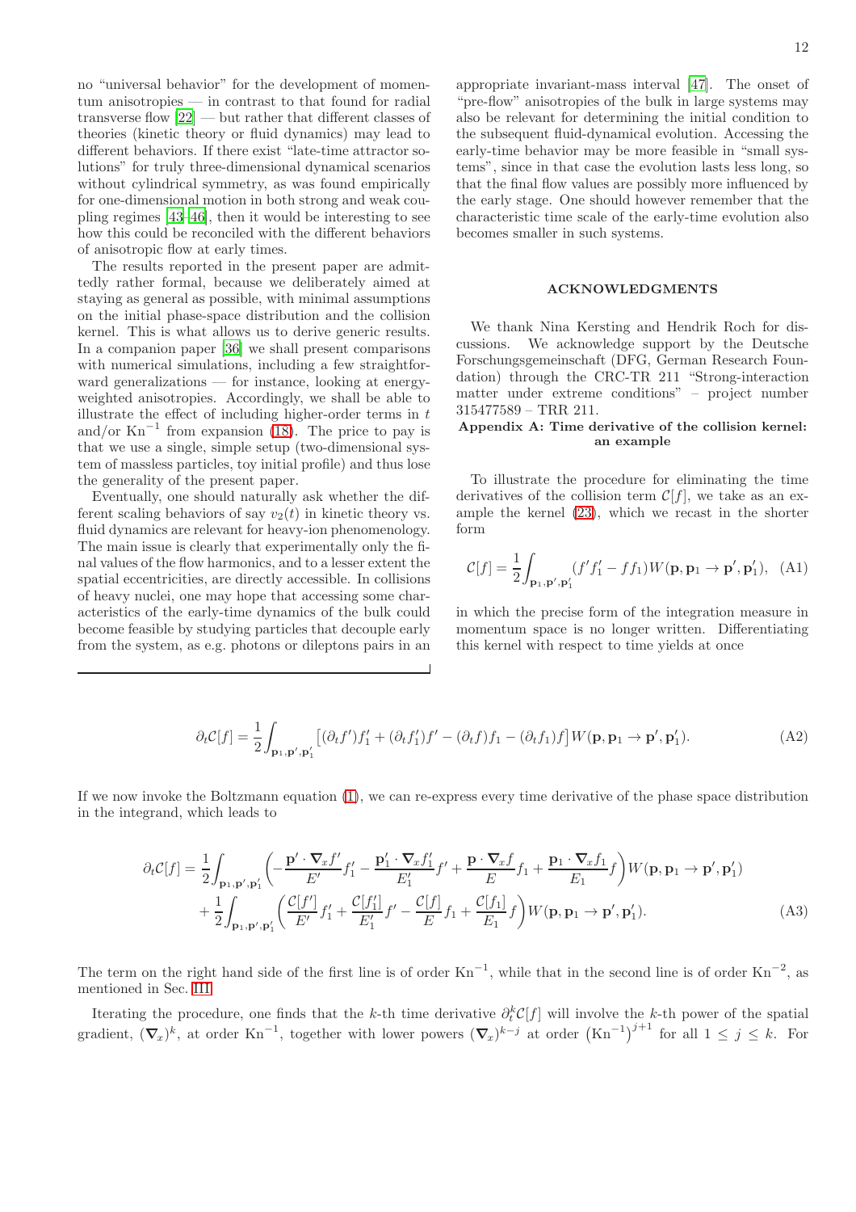no "universal behavior" for the development of momentum anisotropies — in contrast to that found for radial transverse flow [22] — but rather that different classes of theories (kinetic theory or fluid dynamics) may lead to different behaviors. If there exist "late-time attractor solutions" for truly three-dimensional dynamical scenarios without cylindrical symmetry, as was found empirically for one-dimensional motion in both strong and weak coupling regimes [43–46], then it would be interesting to see how this could be reconciled with the different behaviors of anisotropic flow at early times.

The results reported in the present paper are admittedly rather formal, because we deliberately aimed at staying as general as possible, with minimal assumptions on the initial phase-space distribution and the collision kernel. This is what allows us to derive generic results. In a companion paper [36] we shall present comparisons with numerical simulations, including a few straightforward generalizations — for instance, looking at energy-weighted anisotropies. Accordingly, we shall be able to illustrate the effect of including higher-order terms in $t$ and/or $\mathrm{Kn}^{-1}$ from expansion (18). The price to pay is that we use a single, simple setup (two-dimensional system of massless particles, toy initial profile) and thus lose the generality of the present paper.

Eventually, one should naturally ask whether the different scaling behaviors of say $v_2(t)$ in kinetic theory vs. fluid dynamics are relevant for heavy-ion phenomenology. The main issue is clearly that experimentally only the final values of the flow harmonics, and to a lesser extent the spatial eccentricities, are directly accessible. In collisions of heavy nuclei, one may hope that accessing some characteristics of the early-time dynamics of the bulk could become feasible by studying particles that decouple early from the system, as e.g. photons or dileptons pairs in an appropriate invariant-mass interval [47]. The onset of "pre-flow" anisotropies of the bulk in large systems may also be relevant for determining the initial condition to the subsequent fluid-dynamical evolution. Accessing the early-time behavior may be more feasible in "small systems", since in that case the evolution lasts less long, so that the final flow values are possibly more influenced by the early stage. One should however remember that the characteristic time scale of the early-time evolution also becomes smaller in such systems.

## ACKNOWLEDGMENTS

We thank Nina Kersting and Hendrik Roch for discussions. We acknowledge support by the Deutsche Forschungsgemeinschaft (DFG, German Research Foundation) through the CRC-TR 211 "Strong-interaction matter under extreme conditions" – project number 315477589 – TRR 211.

## Appendix A: Time derivative of the collision kernel: an example

To illustrate the procedure for eliminating the time derivatives of the collision term $\mathcal{C}[f]$, we take as an example the kernel (23), which we recast in the shorter form

$$\mathcal{C}[f] = \frac{1}{2}\int_{\mathbf{p}_1,\mathbf{p}',\mathbf{p}'_1} (f'f'_1 - ff_1)W(\mathbf{p},\mathbf{p}_1 \to \mathbf{p}',\mathbf{p}'_1), \quad \text{(A1)}$$

in which the precise form of the integration measure in momentum space is no longer written. Differentiating this kernel with respect to time yields at once

$$\partial_t\mathcal{C}[f] = \frac{1}{2}\int_{\mathbf{p}_1,\mathbf{p}',\mathbf{p}'_1} \big[(\partial_t f')f'_1 + (\partial_t f'_1)f' - (\partial_t f)f_1 - (\partial_t f_1)f\big]\, W(\mathbf{p},\mathbf{p}_1 \to \mathbf{p}',\mathbf{p}'_1). \quad \text{(A2)}$$

If we now invoke the Boltzmann equation (1), we can re-express every time derivative of the phase space distribution in the integrand, which leads to

$$\begin{aligned}
\partial_t\mathcal{C}[f] = {} & \frac{1}{2}\int_{\mathbf{p}_1,\mathbf{p}',\mathbf{p}'_1} \left(-\frac{\mathbf{p}'\cdot\boldsymbol{\nabla}_x f'}{E'}f'_1 - \frac{\mathbf{p}'_1\cdot\boldsymbol{\nabla}_x f'_1}{E'_1}f' + \frac{\mathbf{p}\cdot\boldsymbol{\nabla}_x f}{E}f_1 + \frac{\mathbf{p}_1\cdot\boldsymbol{\nabla}_x f_1}{E_1}f\right) W(\mathbf{p},\mathbf{p}_1 \to \mathbf{p}',\mathbf{p}'_1) \\
& + \frac{1}{2}\int_{\mathbf{p}_1,\mathbf{p}',\mathbf{p}'_1} \left(\frac{\mathcal{C}[f']}{E'}f'_1 + \frac{\mathcal{C}[f'_1]}{E'_1}f' - \frac{\mathcal{C}[f]}{E}f_1 + \frac{\mathcal{C}[f_1]}{E_1}f\right) W(\mathbf{p},\mathbf{p}_1 \to \mathbf{p}',\mathbf{p}'_1).
\end{aligned} \quad \text{(A3)}$$

The term on the right hand side of the first line is of order $\mathrm{Kn}^{-1}$, while that in the second line is of order $\mathrm{Kn}^{-2}$, as mentioned in Sec. III.

Iterating the procedure, one finds that the $k$-th time derivative $\partial_t^k\mathcal{C}[f]$ will involve the $k$-th power of the spatial gradient, $(\boldsymbol{\nabla}_x)^k$, at order $\mathrm{Kn}^{-1}$, together with lower powers $(\boldsymbol{\nabla}_x)^{k-j}$ at order $\left(\mathrm{Kn}^{-1}\right)^{j+1}$ for all $1 \leq j \leq k$. For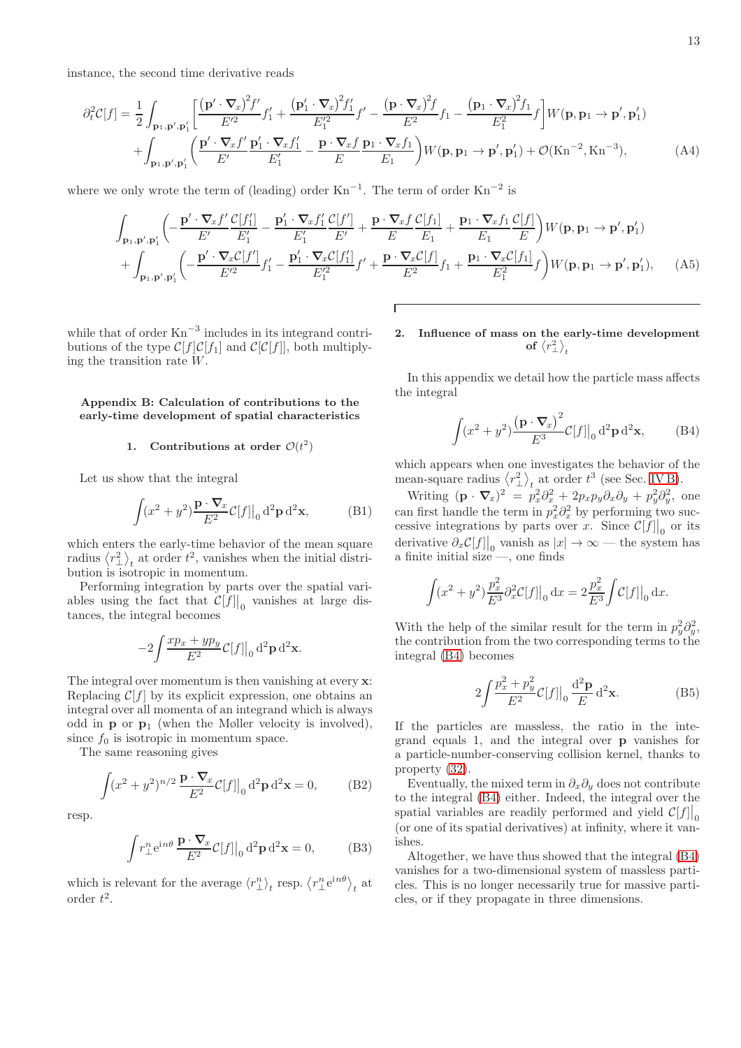instance, the second time derivative reads

$$\partial_t^2 \mathcal{C}[f] = \frac{1}{2}\int_{\mathbf{p}_1,\mathbf{p}',\mathbf{p}'_1}\left[\frac{(\mathbf{p}'\cdot\boldsymbol{\nabla}_x)^2 f'}{E'^2}f'_1 + \frac{(\mathbf{p}'_1\cdot\boldsymbol{\nabla}_x)^2 f'_1}{E'^2_1}f' - \frac{(\mathbf{p}\cdot\boldsymbol{\nabla}_x)^2 f}{E^2}f_1 - \frac{(\mathbf{p}_1\cdot\boldsymbol{\nabla}_x)^2 f_1}{E_1^2}f\right]W(\mathbf{p},\mathbf{p}_1\to\mathbf{p}',\mathbf{p}'_1)$$
$$+\int_{\mathbf{p}_1,\mathbf{p}',\mathbf{p}'_1}\left(\frac{\mathbf{p}'\cdot\boldsymbol{\nabla}_x f'}{E'}\frac{\mathbf{p}'_1\cdot\boldsymbol{\nabla}_x f'_1}{E'_1} - \frac{\mathbf{p}\cdot\boldsymbol{\nabla}_x f}{E}\frac{\mathbf{p}_1\cdot\boldsymbol{\nabla}_x f_1}{E_1}\right)W(\mathbf{p},\mathbf{p}_1\to\mathbf{p}',\mathbf{p}'_1) + \mathcal{O}(\mathrm{Kn}^{-2},\mathrm{Kn}^{-3}), \tag{A4}$$

where we only wrote the term of (leading) order $\mathrm{Kn}^{-1}$. The term of order $\mathrm{Kn}^{-2}$ is

$$\int_{\mathbf{p}_1,\mathbf{p}',\mathbf{p}'_1}\left(-\frac{\mathbf{p}'\cdot\boldsymbol{\nabla}_x f'}{E'}\frac{\mathcal{C}[f'_1]}{E'_1} - \frac{\mathbf{p}'_1\cdot\boldsymbol{\nabla}_x f'_1}{E'_1}\frac{\mathcal{C}[f']}{E'} + \frac{\mathbf{p}\cdot\boldsymbol{\nabla}_x f}{E}\frac{\mathcal{C}[f_1]}{E_1} + \frac{\mathbf{p}_1\cdot\boldsymbol{\nabla}_x f_1}{E_1}\frac{\mathcal{C}[f]}{E}\right)W(\mathbf{p},\mathbf{p}_1\to\mathbf{p}',\mathbf{p}'_1)$$
$$+\int_{\mathbf{p}_1,\mathbf{p}',\mathbf{p}'_1}\left(-\frac{\mathbf{p}'\cdot\boldsymbol{\nabla}_x\mathcal{C}[f']}{E'^2}f'_1 - \frac{\mathbf{p}'_1\cdot\boldsymbol{\nabla}_x\mathcal{C}[f'_1]}{E'^2_1}f' + \frac{\mathbf{p}\cdot\boldsymbol{\nabla}_x\mathcal{C}[f]}{E^2}f_1 + \frac{\mathbf{p}_1\cdot\boldsymbol{\nabla}_x\mathcal{C}[f_1]}{E_1^2}f\right)W(\mathbf{p},\mathbf{p}_1\to\mathbf{p}',\mathbf{p}'_1), \tag{A5}$$

while that of order $\mathrm{Kn}^{-3}$ includes in its integrand contributions of the type $\mathcal{C}[f]\mathcal{C}[f_1]$ and $\mathcal{C}[\mathcal{C}[f]]$, both multiplying the transition rate $W$.

## Appendix B: Calculation of contributions to the early-time development of spatial characteristics

### 1. Contributions at order $\mathcal{O}(t^2)$

Let us show that the integral

$$\int (x^2+y^2)\frac{\mathbf{p}\cdot\boldsymbol{\nabla}_x}{E^2}\mathcal{C}[f]\big|_0\,\mathrm{d}^2\mathbf{p}\,\mathrm{d}^2\mathbf{x}, \tag{B1}$$

which enters the early-time behavior of the mean square radius $\langle r_\perp^2\rangle_t$ at order $t^2$, vanishes when the initial distribution is isotropic in momentum.

Performing integration by parts over the spatial variables using the fact that $\mathcal{C}[f]\big|_0$ vanishes at large distances, the integral becomes

$$-2\int \frac{xp_x+yp_y}{E^2}\mathcal{C}[f]\big|_0\,\mathrm{d}^2\mathbf{p}\,\mathrm{d}^2\mathbf{x}.$$

The integral over momentum is then vanishing at every $\mathbf{x}$: Replacing $\mathcal{C}[f]$ by its explicit expression, one obtains an integral over all momenta of an integrand which is always odd in $\mathbf{p}$ or $\mathbf{p}_1$ (when the Møller velocity is involved), since $f_0$ is isotropic in momentum space.

The same reasoning gives

$$\int (x^2+y^2)^{n/2}\,\frac{\mathbf{p}\cdot\boldsymbol{\nabla}_x}{E^2}\mathcal{C}[f]\big|_0\,\mathrm{d}^2\mathbf{p}\,\mathrm{d}^2\mathbf{x} = 0, \tag{B2}$$

resp.

$$\int r_\perp^n\mathrm{e}^{\mathrm{i}n\theta}\,\frac{\mathbf{p}\cdot\boldsymbol{\nabla}_x}{E^2}\mathcal{C}[f]\big|_0\,\mathrm{d}^2\mathbf{p}\,\mathrm{d}^2\mathbf{x} = 0, \tag{B3}$$

which is relevant for the average $\langle r_\perp^n\rangle_t$ resp. $\langle r_\perp^n\mathrm{e}^{\mathrm{i}n\theta}\rangle_t$ at order $t^2$.

### 2. Influence of mass on the early-time development of $\langle r_\perp^2\rangle_t$

In this appendix we detail how the particle mass affects the integral

$$\int (x^2+y^2)\frac{(\mathbf{p}\cdot\boldsymbol{\nabla}_x)^2}{E^3}\mathcal{C}[f]\big|_0\,\mathrm{d}^2\mathbf{p}\,\mathrm{d}^2\mathbf{x}, \tag{B4}$$

which appears when one investigates the behavior of the mean-square radius $\langle r_\perp^2\rangle_t$ at order $t^3$ (see Sec. IV B).

Writing $(\mathbf{p}\cdot\boldsymbol{\nabla}_x)^2 = p_x^2\partial_x^2 + 2p_xp_y\partial_x\partial_y + p_y^2\partial_y^2$, one can first handle the term in $p_x^2\partial_x^2$ by performing two successive integrations by parts over $x$. Since $\mathcal{C}[f]\big|_0$ or its derivative $\partial_x\mathcal{C}[f]\big|_0$ vanish as $|x|\to\infty$ — the system has a finite initial size —, one finds

$$\int (x^2+y^2)\frac{p_x^2}{E^3}\partial_x^2\mathcal{C}[f]\big|_0\,\mathrm{d}x = 2\frac{p_x^2}{E^3}\int\mathcal{C}[f]\big|_0\,\mathrm{d}x.$$

With the help of the similar result for the term in $p_y^2\partial_y^2$, the contribution from the two corresponding terms to the integral (B4) becomes

$$2\int\frac{p_x^2+p_y^2}{E^2}\mathcal{C}[f]\big|_0\,\frac{\mathrm{d}^2\mathbf{p}}{E}\,\mathrm{d}^2\mathbf{x}. \tag{B5}$$

If the particles are massless, the ratio in the integrand equals 1, and the integral over $\mathbf{p}$ vanishes for a particle-number-conserving collision kernel, thanks to property (32).

Eventually, the mixed term in $\partial_x\partial_y$ does not contribute to the integral (B4) either. Indeed, the integral over the spatial variables are readily performed and yield $\mathcal{C}[f]\big|_0$ (or one of its spatial derivatives) at infinity, where it vanishes.

Altogether, we have thus showed that the integral (B4) vanishes for a two-dimensional system of massless particles. This is no longer necessarily true for massive particles, or if they propagate in three dimensions.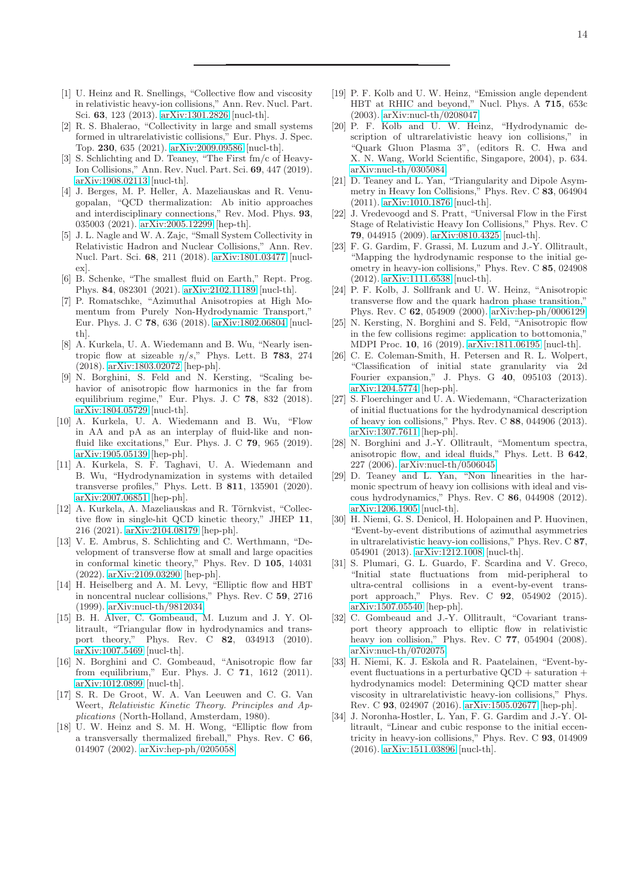[1] U. Heinz and R. Snellings, "Collective flow and viscosity in relativistic heavy-ion collisions," Ann. Rev. Nucl. Part. Sci. **63**, 123 (2013). arXiv:1301.2826 [nucl-th].

[2] R. S. Bhalerao, "Collectivity in large and small systems formed in ultrarelativistic collisions," Eur. Phys. J. Spec. Top. **230**, 635 (2021). arXiv:2009.09586 [nucl-th].

[3] S. Schlichting and D. Teaney, "The First fm/c of Heavy-Ion Collisions," Ann. Rev. Nucl. Part. Sci. **69**, 447 (2019). arXiv:1908.02113 [nucl-th].

[4] J. Berges, M. P. Heller, A. Mazeliauskas and R. Venugopalan, "QCD thermalization: Ab initio approaches and interdisciplinary connections," Rev. Mod. Phys. **93**, 035003 (2021). arXiv:2005.12299 [hep-th].

[5] J. L. Nagle and W. A. Zajc, "Small System Collectivity in Relativistic Hadron and Nuclear Collisions," Ann. Rev. Nucl. Part. Sci. **68**, 211 (2018). arXiv:1801.03477 [nucl-ex].

[6] B. Schenke, "The smallest fluid on Earth," Rept. Prog. Phys. **84**, 082301 (2021). arXiv:2102.11189 [nucl-th].

[7] P. Romatschke, "Azimuthal Anisotropies at High Momentum from Purely Non-Hydrodynamic Transport," Eur. Phys. J. C **78**, 636 (2018). arXiv:1802.06804 [nucl-th].

[8] A. Kurkela, U. A. Wiedemann and B. Wu, "Nearly isentropic flow at sizeable $\eta/s$," Phys. Lett. B **783**, 274 (2018). arXiv:1803.02072 [hep-ph].

[9] N. Borghini, S. Feld and N. Kersting, "Scaling behavior of anisotropic flow harmonics in the far from equilibrium regime," Eur. Phys. J. C **78**, 832 (2018). arXiv:1804.05729 [nucl-th].

[10] A. Kurkela, U. A. Wiedemann and B. Wu, "Flow in AA and pA as an interplay of fluid-like and non-fluid like excitations," Eur. Phys. J. C **79**, 965 (2019). arXiv:1905.05139 [hep-ph].

[11] A. Kurkela, S. F. Taghavi, U. A. Wiedemann and B. Wu, "Hydrodynamization in systems with detailed transverse profiles," Phys. Lett. B **811**, 135901 (2020). arXiv:2007.06851 [hep-ph].

[12] A. Kurkela, A. Mazeliauskas and R. Törnkvist, "Collective flow in single-hit QCD kinetic theory," JHEP **11**, 216 (2021). arXiv:2104.08179 [hep-ph].

[13] V. E. Ambrus, S. Schlichting and C. Werthmann, "Development of transverse flow at small and large opacities in conformal kinetic theory," Phys. Rev. D **105**, 14031 (2022). arXiv:2109.03290 [hep-ph].

[14] H. Heiselberg and A. M. Levy, "Elliptic flow and HBT in noncentral nuclear collisions," Phys. Rev. C **59**, 2716 (1999). arXiv:nucl-th/9812034.

[15] B. H. Alver, C. Gombeaud, M. Luzum and J. Y. Ollitrault, "Triangular flow in hydrodynamics and transport theory," Phys. Rev. C **82**, 034913 (2010). arXiv:1007.5469 [nucl-th].

[16] N. Borghini and C. Gombeaud, "Anisotropic flow far from equilibrium," Eur. Phys. J. C **71**, 1612 (2011). arXiv:1012.0899 [nucl-th].

[17] S. R. De Groot, W. A. Van Leeuwen and C. G. Van Weert, *Relativistic Kinetic Theory. Principles and Applications* (North-Holland, Amsterdam, 1980).

[18] U. W. Heinz and S. M. H. Wong, "Elliptic flow from a transversally thermalized fireball," Phys. Rev. C **66**, 014907 (2002). arXiv:hep-ph/0205058.

[19] P. F. Kolb and U. W. Heinz, "Emission angle dependent HBT at RHIC and beyond," Nucl. Phys. A **715**, 653c (2003). arXiv:nucl-th/0208047.

[20] P. F. Kolb and U. W. Heinz, "Hydrodynamic description of ultrarelativistic heavy ion collisions," in "Quark Gluon Plasma 3", (editors R. C. Hwa and X. N. Wang, World Scientific, Singapore, 2004), p. 634. arXiv:nucl-th/0305084.

[21] D. Teaney and L. Yan, "Triangularity and Dipole Asymmetry in Heavy Ion Collisions," Phys. Rev. C **83**, 064904 (2011). arXiv:1010.1876 [nucl-th].

[22] J. Vredevoogd and S. Pratt, "Universal Flow in the First Stage of Relativistic Heavy Ion Collisions," Phys. Rev. C **79**, 044915 (2009). arXiv:0810.4325 [nucl-th].

[23] F. G. Gardim, F. Grassi, M. Luzum and J.-Y. Ollitrault, "Mapping the hydrodynamic response to the initial geometry in heavy-ion collisions," Phys. Rev. C **85**, 024908 (2012). arXiv:1111.6538 [nucl-th].

[24] P. F. Kolb, J. Sollfrank and U. W. Heinz, "Anisotropic transverse flow and the quark hadron phase transition," Phys. Rev. C **62**, 054909 (2000). arXiv:hep-ph/0006129.

[25] N. Kersting, N. Borghini and S. Feld, "Anisotropic flow in the few collisions regime: application to bottomonia," MDPI Proc. **10**, 16 (2019). arXiv:1811.06195 [nucl-th].

[26] C. E. Coleman-Smith, H. Petersen and R. L. Wolpert, "Classification of initial state granularity via 2d Fourier expansion," J. Phys. G **40**, 095103 (2013). arXiv:1204.5774 [hep-ph].

[27] S. Floerchinger and U. A. Wiedemann, "Characterization of initial fluctuations for the hydrodynamical description of heavy ion collisions," Phys. Rev. C **88**, 044906 (2013). arXiv:1307.7611 [hep-ph].

[28] N. Borghini and J.-Y. Ollitrault, "Momentum spectra, anisotropic flow, and ideal fluids," Phys. Lett. B **642**, 227 (2006). arXiv:nucl-th/0506045.

[29] D. Teaney and L. Yan, "Non linearities in the harmonic spectrum of heavy ion collisions with ideal and viscous hydrodynamics," Phys. Rev. C **86**, 044908 (2012). arXiv:1206.1905 [nucl-th].

[30] H. Niemi, G. S. Denicol, H. Holopainen and P. Huovinen, "Event-by-event distributions of azimuthal asymmetries in ultrarelativistic heavy-ion collisions," Phys. Rev. C **87**, 054901 (2013). arXiv:1212.1008 [nucl-th].

[31] S. Plumari, G. L. Guardo, F. Scardina and V. Greco, "Initial state fluctuations from mid-peripheral to ultra-central collisions in a event-by-event transport approach," Phys. Rev. C **92**, 054902 (2015). arXiv:1507.05540 [hep-ph].

[32] C. Gombeaud and J.-Y. Ollitrault, "Covariant transport theory approach to elliptic flow in relativistic heavy ion collision," Phys. Rev. C **77**, 054904 (2008). arXiv:nucl-th/0702075.

[33] H. Niemi, K. J. Eskola and R. Paatelainen, "Event-by-event fluctuations in a perturbative QCD + saturation + hydrodynamics model: Determining QCD matter shear viscosity in ultrarelativistic heavy-ion collisions," Phys. Rev. C **93**, 024907 (2016). arXiv:1505.02677 [hep-ph].

[34] J. Noronha-Hostler, L. Yan, F. G. Gardim and J.-Y. Ollitrault, "Linear and cubic response to the initial eccentricity in heavy-ion collisions," Phys. Rev. C **93**, 014909 (2016). arXiv:1511.03896 [nucl-th].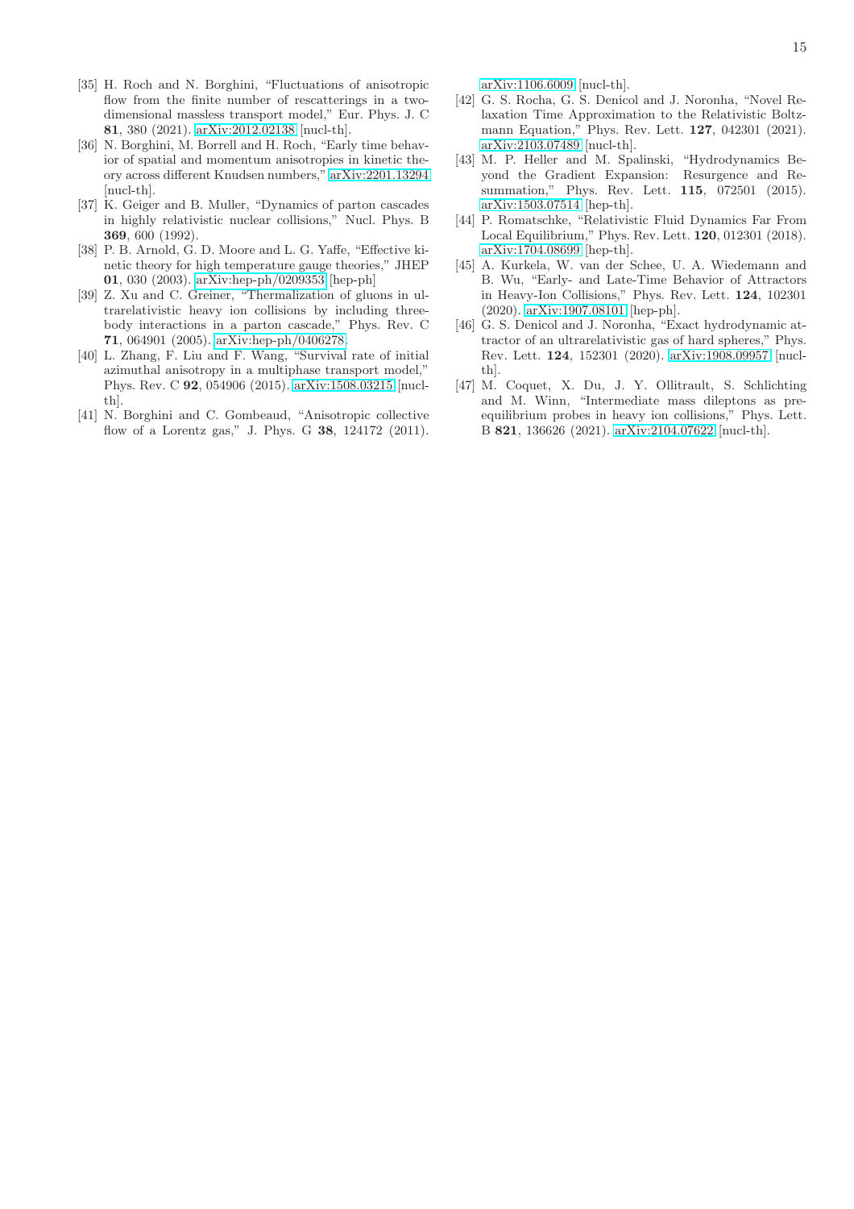[35] H. Roch and N. Borghini, "Fluctuations of anisotropic flow from the finite number of rescatterings in a two-dimensional massless transport model," Eur. Phys. J. C **81**, 380 (2021). arXiv:2012.02138 [nucl-th].

[36] N. Borghini, M. Borrell and H. Roch, "Early time behavior of spatial and momentum anisotropies in kinetic theory across different Knudsen numbers," arXiv:2201.13294 [nucl-th].

[37] K. Geiger and B. Muller, "Dynamics of parton cascades in highly relativistic nuclear collisions," Nucl. Phys. B **369**, 600 (1992).

[38] P. B. Arnold, G. D. Moore and L. G. Yaffe, "Effective kinetic theory for high temperature gauge theories," JHEP **01**, 030 (2003). arXiv:hep-ph/0209353 [hep-ph]

[39] Z. Xu and C. Greiner, "Thermalization of gluons in ultrarelativistic heavy ion collisions by including three-body interactions in a parton cascade," Phys. Rev. C **71**, 064901 (2005). arXiv:hep-ph/0406278.

[40] L. Zhang, F. Liu and F. Wang, "Survival rate of initial azimuthal anisotropy in a multiphase transport model," Phys. Rev. C **92**, 054906 (2015). arXiv:1508.03215 [nucl-th].

[41] N. Borghini and C. Gombeaud, "Anisotropic collective flow of a Lorentz gas," J. Phys. G **38**, 124172 (2011). arXiv:1106.6009 [nucl-th].

[42] G. S. Rocha, G. S. Denicol and J. Noronha, "Novel Relaxation Time Approximation to the Relativistic Boltzmann Equation," Phys. Rev. Lett. **127**, 042301 (2021). arXiv:2103.07489 [nucl-th].

[43] M. P. Heller and M. Spalinski, "Hydrodynamics Beyond the Gradient Expansion: Resurgence and Resummation," Phys. Rev. Lett. **115**, 072501 (2015). arXiv:1503.07514 [hep-th].

[44] P. Romatschke, "Relativistic Fluid Dynamics Far From Local Equilibrium," Phys. Rev. Lett. **120**, 012301 (2018). arXiv:1704.08699 [hep-th].

[45] A. Kurkela, W. van der Schee, U. A. Wiedemann and B. Wu, "Early- and Late-Time Behavior of Attractors in Heavy-Ion Collisions," Phys. Rev. Lett. **124**, 102301 (2020). arXiv:1907.08101 [hep-ph].

[46] G. S. Denicol and J. Noronha, "Exact hydrodynamic attractor of an ultrarelativistic gas of hard spheres," Phys. Rev. Lett. **124**, 152301 (2020). arXiv:1908.09957 [nucl-th].

[47] M. Coquet, X. Du, J. Y. Ollitrault, S. Schlichting and M. Winn, "Intermediate mass dileptons as pre-equilibrium probes in heavy ion collisions," Phys. Lett. B **821**, 136626 (2021). arXiv:2104.07622 [nucl-th].